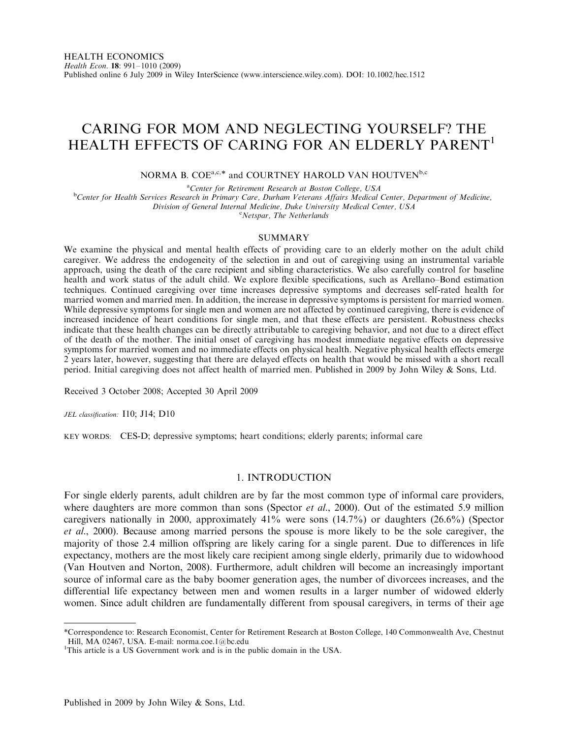HEALTH ECONOMICS

*Health Econ.* **18**: 991–1010 (2009)

Published online 6 July 2009 in Wiley InterScience (www.interscience.wiley.com). DOI: 10.1002/hec.1512

# CARING FOR MOM AND NEGLECTING YOURSELF? THE HEALTH EFFECTS OF CARING FOR AN ELDERLY PARENT[1]

NORMA B. COE[a,c,*] and COURTNEY HAROLD VAN HOUTVEN[b,c]

[a]*Center for Retirement Research at Boston College, USA*

[b]*Center for Health Services Research in Primary Care, Durham Veterans Affairs Medical Center, Department of Medicine, Division of General Internal Medicine, Duke University Medical Center, USA*

[c]*Netspar, The Netherlands*

## SUMMARY

We examine the physical and mental health effects of providing care to an elderly mother on the adult child caregiver. We address the endogeneity of the selection in and out of caregiving using an instrumental variable approach, using the death of the care recipient and sibling characteristics. We also carefully control for baseline health and work status of the adult child. We explore flexible specifications, such as Arellano–Bond estimation techniques. Continued caregiving over time increases depressive symptoms and decreases self-rated health for married women and married men. In addition, the increase in depressive symptoms is persistent for married women. While depressive symptoms for single men and women are not affected by continued caregiving, there is evidence of increased incidence of heart conditions for single men, and that these effects are persistent. Robustness checks indicate that these health changes can be directly attributable to caregiving behavior, and not due to a direct effect of the death of the mother. The initial onset of caregiving has modest immediate negative effects on depressive symptoms for married women and no immediate effects on physical health. Negative physical health effects emerge 2 years later, however, suggesting that there are delayed effects on health that would be missed with a short recall period. Initial caregiving does not affect health of married men. Published in 2009 by John Wiley & Sons, Ltd.

Received 3 October 2008; Accepted 30 April 2009

*JEL classification:* I10; J14; D10

KEY WORDS: CES-D; depressive symptoms; heart conditions; elderly parents; informal care

## 1. INTRODUCTION

For single elderly parents, adult children are by far the most common type of informal care providers, where daughters are more common than sons (Spector *et al.*, 2000). Out of the estimated 5.9 million caregivers nationally in 2000, approximately 41% were sons (14.7%) or daughters (26.6%) (Spector *et al.*, 2000). Because among married persons the spouse is more likely to be the sole caregiver, the majority of those 2.4 million offspring are likely caring for a single parent. Due to differences in life expectancy, mothers are the most likely care recipient among single elderly, primarily due to widowhood (Van Houtven and Norton, 2008). Furthermore, adult children will become an increasingly important source of informal care as the baby boomer generation ages, the number of divorcees increases, and the differential life expectancy between men and women results in a larger number of widowed elderly women. Since adult children are fundamentally different from spousal caregivers, in terms of their age

---

*Correspondence to: Research Economist, Center for Retirement Research at Boston College, 140 Commonwealth Ave, Chestnut Hill, MA 02467, USA. E-mail: norma.coe.1@bc.edu

[1]This article is a US Government work and is in the public domain in the USA.

Published in 2009 by John Wiley & Sons, Ltd.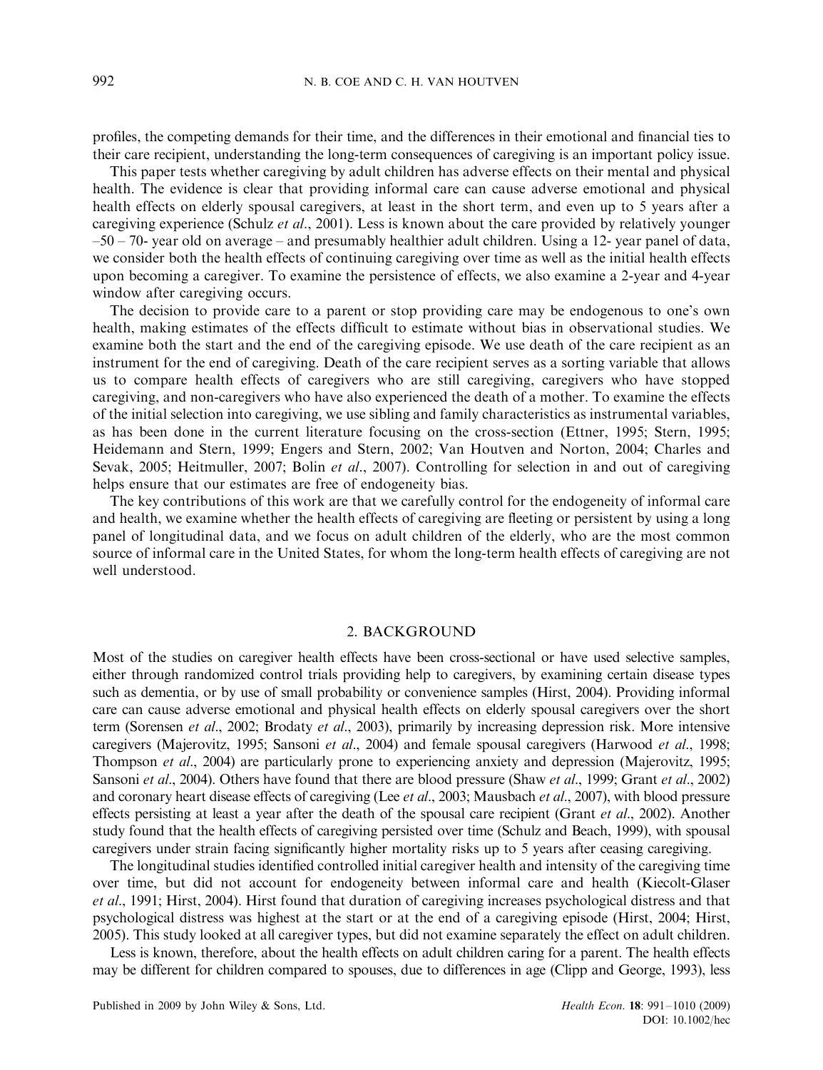profiles, the competing demands for their time, and the differences in their emotional and financial ties to their care recipient, understanding the long-term consequences of caregiving is an important policy issue.

This paper tests whether caregiving by adult children has adverse effects on their mental and physical health. The evidence is clear that providing informal care can cause adverse emotional and physical health effects on elderly spousal caregivers, at least in the short term, and even up to 5 years after a caregiving experience (Schulz *et al*., 2001). Less is known about the care provided by relatively younger –50 – 70- year old on average – and presumably healthier adult children. Using a 12- year panel of data, we consider both the health effects of continuing caregiving over time as well as the initial health effects upon becoming a caregiver. To examine the persistence of effects, we also examine a 2-year and 4-year window after caregiving occurs.

The decision to provide care to a parent or stop providing care may be endogenous to one's own health, making estimates of the effects difficult to estimate without bias in observational studies. We examine both the start and the end of the caregiving episode. We use death of the care recipient as an instrument for the end of caregiving. Death of the care recipient serves as a sorting variable that allows us to compare health effects of caregivers who are still caregiving, caregivers who have stopped caregiving, and non-caregivers who have also experienced the death of a mother. To examine the effects of the initial selection into caregiving, we use sibling and family characteristics as instrumental variables, as has been done in the current literature focusing on the cross-section (Ettner, 1995; Stern, 1995; Heidemann and Stern, 1999; Engers and Stern, 2002; Van Houtven and Norton, 2004; Charles and Sevak, 2005; Heitmuller, 2007; Bolin *et al*., 2007). Controlling for selection in and out of caregiving helps ensure that our estimates are free of endogeneity bias.

The key contributions of this work are that we carefully control for the endogeneity of informal care and health, we examine whether the health effects of caregiving are fleeting or persistent by using a long panel of longitudinal data, and we focus on adult children of the elderly, who are the most common source of informal care in the United States, for whom the long-term health effects of caregiving are not well understood.

## 2. BACKGROUND

Most of the studies on caregiver health effects have been cross-sectional or have used selective samples, either through randomized control trials providing help to caregivers, by examining certain disease types such as dementia, or by use of small probability or convenience samples (Hirst, 2004). Providing informal care can cause adverse emotional and physical health effects on elderly spousal caregivers over the short term (Sorensen *et al*., 2002; Brodaty *et al*., 2003), primarily by increasing depression risk. More intensive caregivers (Majerovitz, 1995; Sansoni *et al*., 2004) and female spousal caregivers (Harwood *et al*., 1998; Thompson *et al*., 2004) are particularly prone to experiencing anxiety and depression (Majerovitz, 1995; Sansoni *et al*., 2004). Others have found that there are blood pressure (Shaw *et al*., 1999; Grant *et al*., 2002) and coronary heart disease effects of caregiving (Lee *et al*., 2003; Mausbach *et al*., 2007), with blood pressure effects persisting at least a year after the death of the spousal care recipient (Grant *et al*., 2002). Another study found that the health effects of caregiving persisted over time (Schulz and Beach, 1999), with spousal caregivers under strain facing significantly higher mortality risks up to 5 years after ceasing caregiving.

The longitudinal studies identified controlled initial caregiver health and intensity of the caregiving time over time, but did not account for endogeneity between informal care and health (Kiecolt-Glaser *et al*., 1991; Hirst, 2004). Hirst found that duration of caregiving increases psychological distress and that psychological distress was highest at the start or at the end of a caregiving episode (Hirst, 2004; Hirst, 2005). This study looked at all caregiver types, but did not examine separately the effect on adult children.

Less is known, therefore, about the health effects on adult children caring for a parent. The health effects may be different for children compared to spouses, due to differences in age (Clipp and George, 1993), less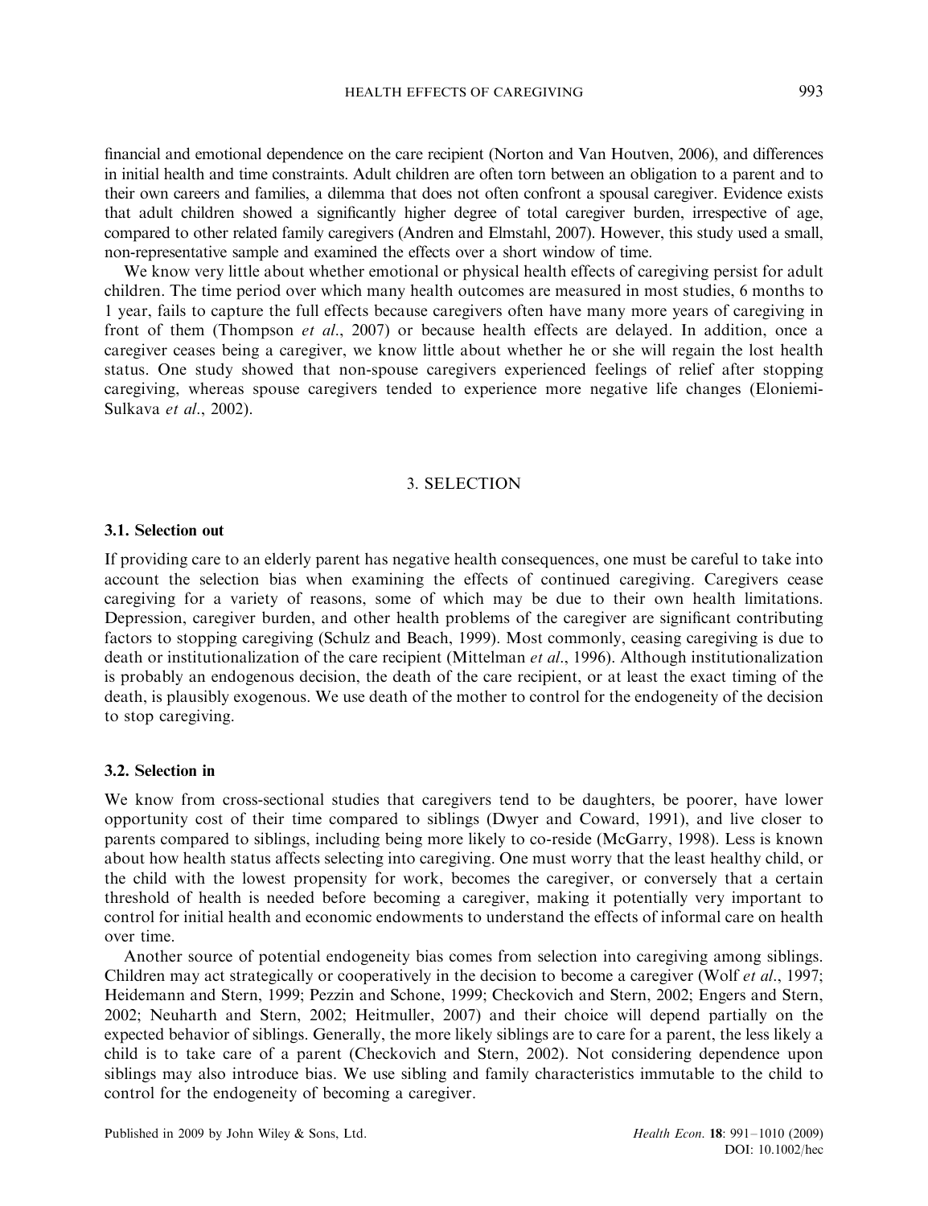financial and emotional dependence on the care recipient (Norton and Van Houtven, 2006), and differences in initial health and time constraints. Adult children are often torn between an obligation to a parent and to their own careers and families, a dilemma that does not often confront a spousal caregiver. Evidence exists that adult children showed a significantly higher degree of total caregiver burden, irrespective of age, compared to other related family caregivers (Andren and Elmstahl, 2007). However, this study used a small, non-representative sample and examined the effects over a short window of time.

We know very little about whether emotional or physical health effects of caregiving persist for adult children. The time period over which many health outcomes are measured in most studies, 6 months to 1 year, fails to capture the full effects because caregivers often have many more years of caregiving in front of them (Thompson *et al*., 2007) or because health effects are delayed. In addition, once a caregiver ceases being a caregiver, we know little about whether he or she will regain the lost health status. One study showed that non-spouse caregivers experienced feelings of relief after stopping caregiving, whereas spouse caregivers tended to experience more negative life changes (Eloniemi-Sulkava *et al*., 2002).

## 3. SELECTION

### 3.1. Selection out

If providing care to an elderly parent has negative health consequences, one must be careful to take into account the selection bias when examining the effects of continued caregiving. Caregivers cease caregiving for a variety of reasons, some of which may be due to their own health limitations. Depression, caregiver burden, and other health problems of the caregiver are significant contributing factors to stopping caregiving (Schulz and Beach, 1999). Most commonly, ceasing caregiving is due to death or institutionalization of the care recipient (Mittelman *et al*., 1996). Although institutionalization is probably an endogenous decision, the death of the care recipient, or at least the exact timing of the death, is plausibly exogenous. We use death of the mother to control for the endogeneity of the decision to stop caregiving.

### 3.2. Selection in

We know from cross-sectional studies that caregivers tend to be daughters, be poorer, have lower opportunity cost of their time compared to siblings (Dwyer and Coward, 1991), and live closer to parents compared to siblings, including being more likely to co-reside (McGarry, 1998). Less is known about how health status affects selecting into caregiving. One must worry that the least healthy child, or the child with the lowest propensity for work, becomes the caregiver, or conversely that a certain threshold of health is needed before becoming a caregiver, making it potentially very important to control for initial health and economic endowments to understand the effects of informal care on health over time.

Another source of potential endogeneity bias comes from selection into caregiving among siblings. Children may act strategically or cooperatively in the decision to become a caregiver (Wolf *et al*., 1997; Heidemann and Stern, 1999; Pezzin and Schone, 1999; Checkovich and Stern, 2002; Engers and Stern, 2002; Neuharth and Stern, 2002; Heitmuller, 2007) and their choice will depend partially on the expected behavior of siblings. Generally, the more likely siblings are to care for a parent, the less likely a child is to take care of a parent (Checkovich and Stern, 2002). Not considering dependence upon siblings may also introduce bias. We use sibling and family characteristics immutable to the child to control for the endogeneity of becoming a caregiver.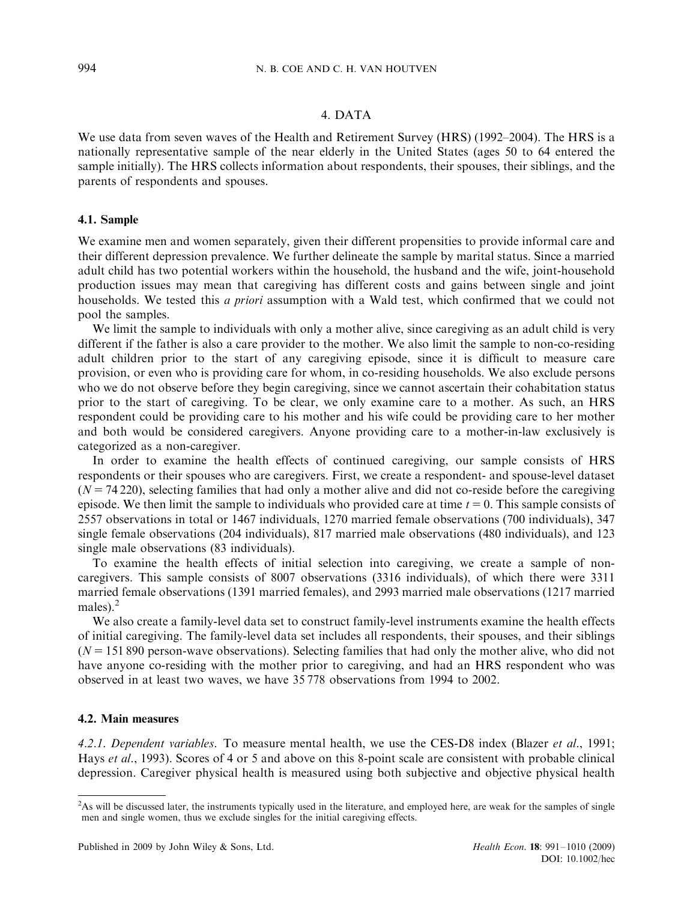## 4. DATA

We use data from seven waves of the Health and Retirement Survey (HRS) (1992–2004). The HRS is a nationally representative sample of the near elderly in the United States (ages 50 to 64 entered the sample initially). The HRS collects information about respondents, their spouses, their siblings, and the parents of respondents and spouses.

### 4.1. Sample

We examine men and women separately, given their different propensities to provide informal care and their different depression prevalence. We further delineate the sample by marital status. Since a married adult child has two potential workers within the household, the husband and the wife, joint-household production issues may mean that caregiving has different costs and gains between single and joint households. We tested this *a priori* assumption with a Wald test, which confirmed that we could not pool the samples.

We limit the sample to individuals with only a mother alive, since caregiving as an adult child is very different if the father is also a care provider to the mother. We also limit the sample to non-co-residing adult children prior to the start of any caregiving episode, since it is difficult to measure care provision, or even who is providing care for whom, in co-residing households. We also exclude persons who we do not observe before they begin caregiving, since we cannot ascertain their cohabitation status prior to the start of caregiving. To be clear, we only examine care to a mother. As such, an HRS respondent could be providing care to his mother and his wife could be providing care to her mother and both would be considered caregivers. Anyone providing care to a mother-in-law exclusively is categorized as a non-caregiver.

In order to examine the health effects of continued caregiving, our sample consists of HRS respondents or their spouses who are caregivers. First, we create a respondent- and spouse-level dataset ($N = 74\,220$), selecting families that had only a mother alive and did not co-reside before the caregiving episode. We then limit the sample to individuals who provided care at time $t = 0$. This sample consists of 2557 observations in total or 1467 individuals, 1270 married female observations (700 individuals), 347 single female observations (204 individuals), 817 married male observations (480 individuals), and 123 single male observations (83 individuals).

To examine the health effects of initial selection into caregiving, we create a sample of non-caregivers. This sample consists of 8007 observations (3316 individuals), of which there were 3311 married female observations (1391 married females), and 2993 married male observations (1217 married males).[2]

We also create a family-level data set to construct family-level instruments examine the health effects of initial caregiving. The family-level data set includes all respondents, their spouses, and their siblings ($N = 151\,890$ person-wave observations). Selecting families that had only the mother alive, who did not have anyone co-residing with the mother prior to caregiving, and had an HRS respondent who was observed in at least two waves, we have 35 778 observations from 1994 to 2002.

### 4.2. Main measures

*4.2.1. Dependent variables.* To measure mental health, we use the CES-D8 index (Blazer *et al.*, 1991; Hays *et al.*, 1993). Scores of 4 or 5 and above on this 8-point scale are consistent with probable clinical depression. Caregiver physical health is measured using both subjective and objective physical health

---

[2]As will be discussed later, the instruments typically used in the literature, and employed here, are weak for the samples of single men and single women, thus we exclude singles for the initial caregiving effects.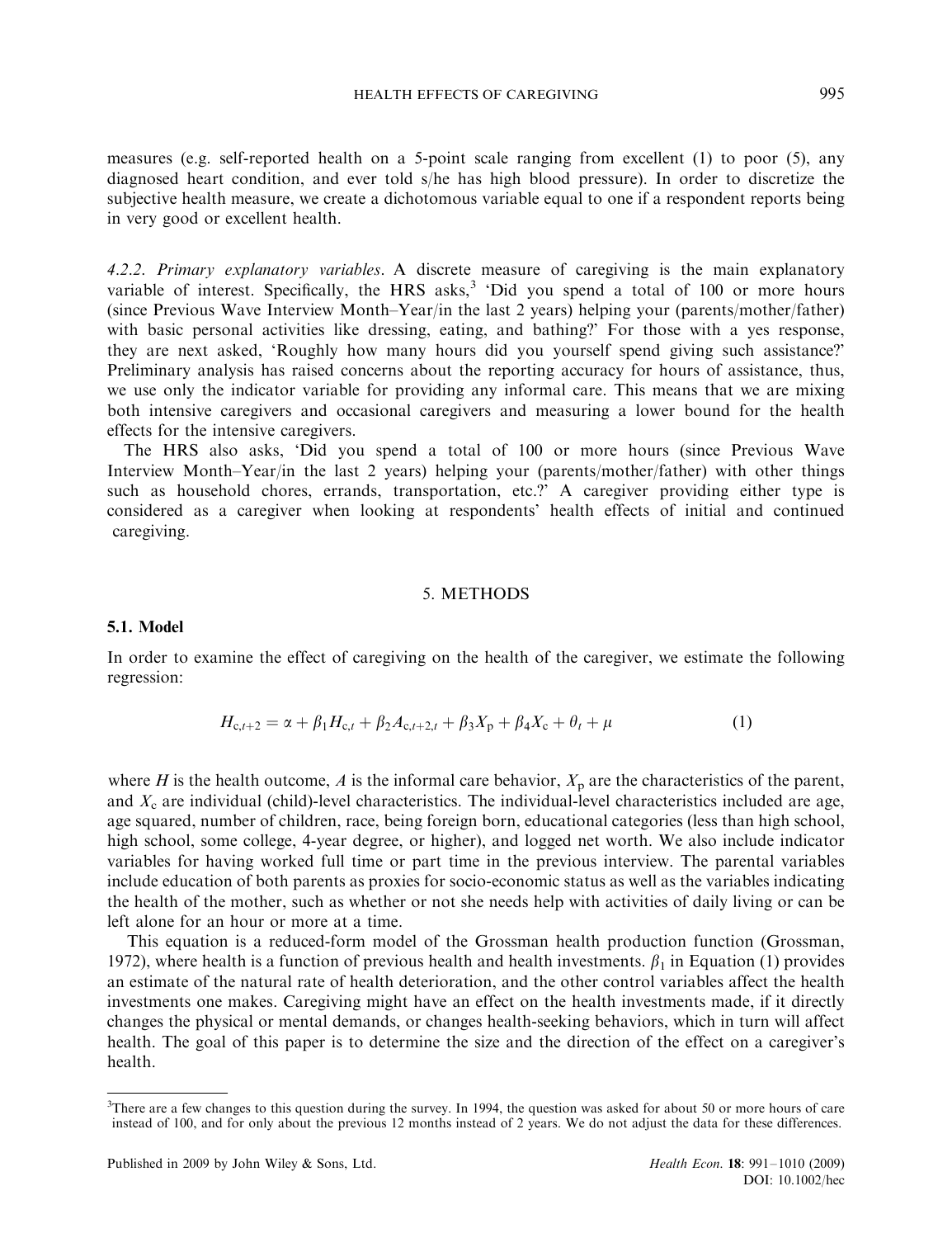measures (e.g. self-reported health on a 5-point scale ranging from excellent (1) to poor (5), any diagnosed heart condition, and ever told s/he has high blood pressure). In order to discretize the subjective health measure, we create a dichotomous variable equal to one if a respondent reports being in very good or excellent health.

*4.2.2. Primary explanatory variables*. A discrete measure of caregiving is the main explanatory variable of interest. Specifically, the HRS asks,[3] 'Did you spend a total of 100 or more hours (since Previous Wave Interview Month–Year/in the last 2 years) helping your (parents/mother/father) with basic personal activities like dressing, eating, and bathing?' For those with a yes response, they are next asked, 'Roughly how many hours did you yourself spend giving such assistance?' Preliminary analysis has raised concerns about the reporting accuracy for hours of assistance, thus, we use only the indicator variable for providing any informal care. This means that we are mixing both intensive caregivers and occasional caregivers and measuring a lower bound for the health effects for the intensive caregivers.

The HRS also asks, 'Did you spend a total of 100 or more hours (since Previous Wave Interview Month–Year/in the last 2 years) helping your (parents/mother/father) with other things such as household chores, errands, transportation, etc.?' A caregiver providing either type is considered as a caregiver when looking at respondents' health effects of initial and continued caregiving.

## 5. METHODS

### 5.1. Model

In order to examine the effect of caregiving on the health of the caregiver, we estimate the following regression:

$$H_{c,t+2} = \alpha + \beta_1 H_{c,t} + \beta_2 A_{c,t+2,t} + \beta_3 X_p + \beta_4 X_c + \theta_t + \mu \tag{1}$$

where $H$ is the health outcome, $A$ is the informal care behavior, $X_p$ are the characteristics of the parent, and $X_c$ are individual (child)-level characteristics. The individual-level characteristics included are age, age squared, number of children, race, being foreign born, educational categories (less than high school, high school, some college, 4-year degree, or higher), and logged net worth. We also include indicator variables for having worked full time or part time in the previous interview. The parental variables include education of both parents as proxies for socio-economic status as well as the variables indicating the health of the mother, such as whether or not she needs help with activities of daily living or can be left alone for an hour or more at a time.

This equation is a reduced-form model of the Grossman health production function (Grossman, 1972), where health is a function of previous health and health investments. $\beta_1$ in Equation (1) provides an estimate of the natural rate of health deterioration, and the other control variables affect the health investments one makes. Caregiving might have an effect on the health investments made, if it directly changes the physical or mental demands, or changes health-seeking behaviors, which in turn will affect health. The goal of this paper is to determine the size and the direction of the effect on a caregiver's health.

[3]There are a few changes to this question during the survey. In 1994, the question was asked for about 50 or more hours of care instead of 100, and for only about the previous 12 months instead of 2 years. We do not adjust the data for these differences.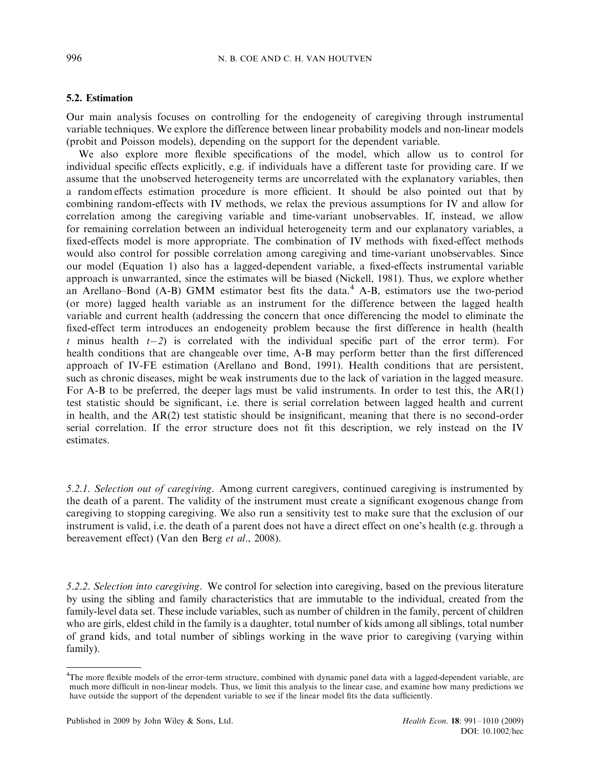### 5.2. Estimation

Our main analysis focuses on controlling for the endogeneity of caregiving through instrumental variable techniques. We explore the difference between linear probability models and non-linear models (probit and Poisson models), depending on the support for the dependent variable.

We also explore more flexible specifications of the model, which allow us to control for individual specific effects explicitly, e.g. if individuals have a different taste for providing care. If we assume that the unobserved heterogeneity terms are uncorrelated with the explanatory variables, then a random effects estimation procedure is more efficient. It should be also pointed out that by combining random-effects with IV methods, we relax the previous assumptions for IV and allow for correlation among the caregiving variable and time-variant unobservables. If, instead, we allow for remaining correlation between an individual heterogeneity term and our explanatory variables, a fixed-effects model is more appropriate. The combination of IV methods with fixed-effect methods would also control for possible correlation among caregiving and time-variant unobservables. Since our model (Equation 1) also has a lagged-dependent variable, a fixed-effects instrumental variable approach is unwarranted, since the estimates will be biased (Nickell, 1981). Thus, we explore whether an Arellano–Bond (A-B) GMM estimator best fits the data.[4] A-B, estimators use the two-period (or more) lagged health variable as an instrument for the difference between the lagged health variable and current health (addressing the concern that once differencing the model to eliminate the fixed-effect term introduces an endogeneity problem because the first difference in health (health $t$ minus health $t-2$) is correlated with the individual specific part of the error term). For health conditions that are changeable over time, A-B may perform better than the first differenced approach of IV-FE estimation (Arellano and Bond, 1991). Health conditions that are persistent, such as chronic diseases, might be weak instruments due to the lack of variation in the lagged measure. For A-B to be preferred, the deeper lags must be valid instruments. In order to test this, the AR(1) test statistic should be significant, i.e. there is serial correlation between lagged health and current in health, and the AR(2) test statistic should be insignificant, meaning that there is no second-order serial correlation. If the error structure does not fit this description, we rely instead on the IV estimates.

*5.2.1. Selection out of caregiving.* Among current caregivers, continued caregiving is instrumented by the death of a parent. The validity of the instrument must create a significant exogenous change from caregiving to stopping caregiving. We also run a sensitivity test to make sure that the exclusion of our instrument is valid, i.e. the death of a parent does not have a direct effect on one's health (e.g. through a bereavement effect) (Van den Berg *et al*., 2008).

*5.2.2. Selection into caregiving.* We control for selection into caregiving, based on the previous literature by using the sibling and family characteristics that are immutable to the individual, created from the family-level data set. These include variables, such as number of children in the family, percent of children who are girls, eldest child in the family is a daughter, total number of kids among all siblings, total number of grand kids, and total number of siblings working in the wave prior to caregiving (varying within family).

---

[4]The more flexible models of the error-term structure, combined with dynamic panel data with a lagged-dependent variable, are much more difficult in non-linear models. Thus, we limit this analysis to the linear case, and examine how many predictions we have outside the support of the dependent variable to see if the linear model fits the data sufficiently.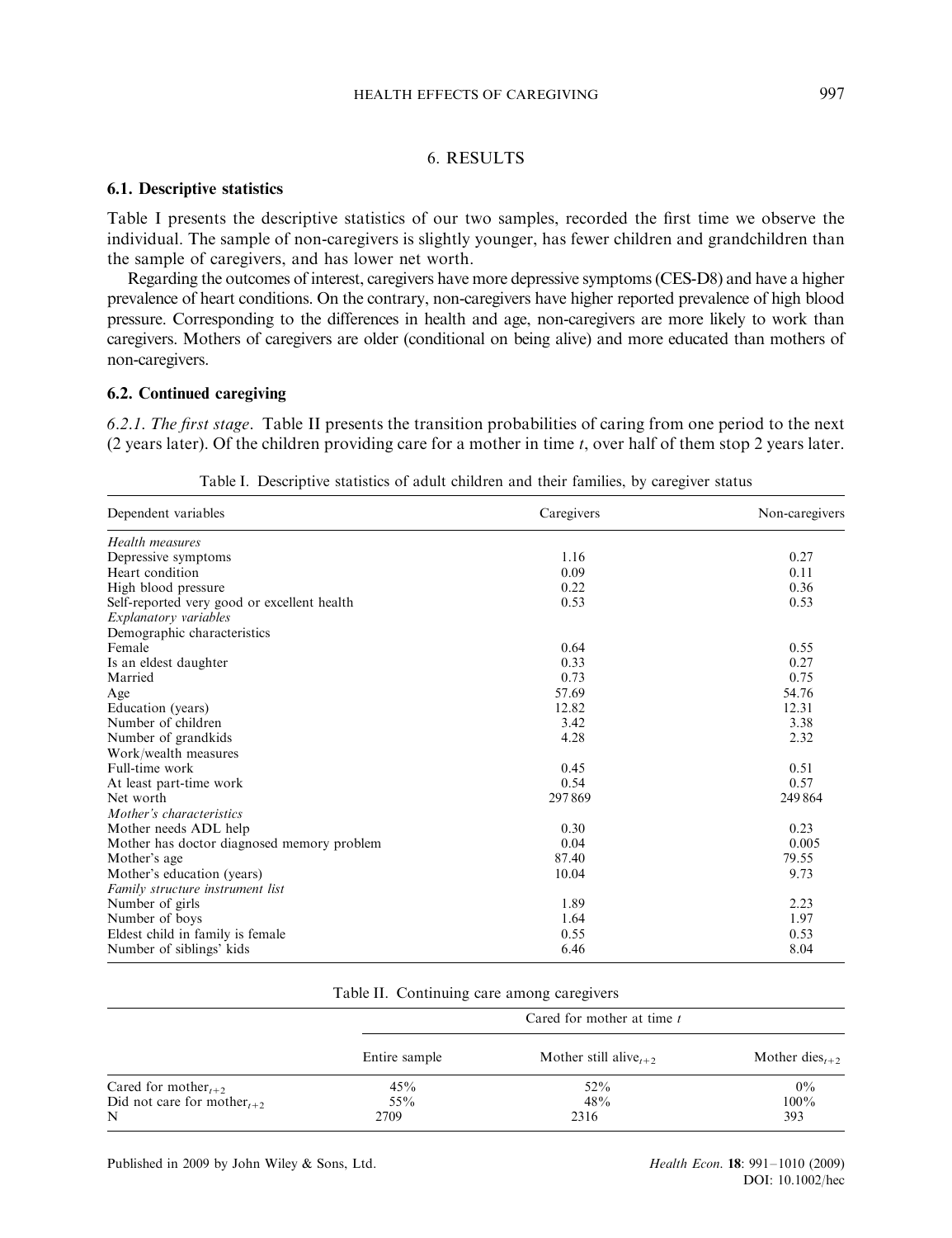## 6. RESULTS

### 6.1. Descriptive statistics

Table I presents the descriptive statistics of our two samples, recorded the first time we observe the individual. The sample of non-caregivers is slightly younger, has fewer children and grandchildren than the sample of caregivers, and has lower net worth.

Regarding the outcomes of interest, caregivers have more depressive symptoms (CES-D8) and have a higher prevalence of heart conditions. On the contrary, non-caregivers have higher reported prevalence of high blood pressure. Corresponding to the differences in health and age, non-caregivers are more likely to work than caregivers. Mothers of caregivers are older (conditional on being alive) and more educated than mothers of non-caregivers.

### 6.2. Continued caregiving

*6.2.1. The first stage.* Table II presents the transition probabilities of caring from one period to the next (2 years later). Of the children providing care for a mother in time *t*, over half of them stop 2 years later.

Table I. Descriptive statistics of adult children and their families, by caregiver status

| Dependent variables | Caregivers | Non-caregivers |
|---|---|---|
| *Health measures* | | |
| Depressive symptoms | 1.16 | 0.27 |
| Heart condition | 0.09 | 0.11 |
| High blood pressure | 0.22 | 0.36 |
| Self-reported very good or excellent health | 0.53 | 0.53 |
| *Explanatory variables* | | |
| Demographic characteristics | | |
| Female | 0.64 | 0.55 |
| Is an eldest daughter | 0.33 | 0.27 |
| Married | 0.73 | 0.75 |
| Age | 57.69 | 54.76 |
| Education (years) | 12.82 | 12.31 |
| Number of children | 3.42 | 3.38 |
| Number of grandkids | 4.28 | 2.32 |
| Work/wealth measures | | |
| Full-time work | 0.45 | 0.51 |
| At least part-time work | 0.54 | 0.57 |
| Net worth | 297 869 | 249 864 |
| *Mother's characteristics* | | |
| Mother needs ADL help | 0.30 | 0.23 |
| Mother has doctor diagnosed memory problem | 0.04 | 0.005 |
| Mother's age | 87.40 | 79.55 |
| Mother's education (years) | 10.04 | 9.73 |
| *Family structure instrument list* | | |
| Number of girls | 1.89 | 2.23 |
| Number of boys | 1.64 | 1.97 |
| Eldest child in family is female | 0.55 | 0.53 |
| Number of siblings' kids | 6.46 | 8.04 |

Table II. Continuing care among caregivers

| | Cared for mother at time *t* | | |
|---|---|---|---|
| | Entire sample | Mother still alive$_{t+2}$ | Mother dies$_{t+2}$ |
| Cared for mother$_{t+2}$ | 45% | 52% | 0% |
| Did not care for mother$_{t+2}$ | 55% | 48% | 100% |
| N | 2709 | 2316 | 393 |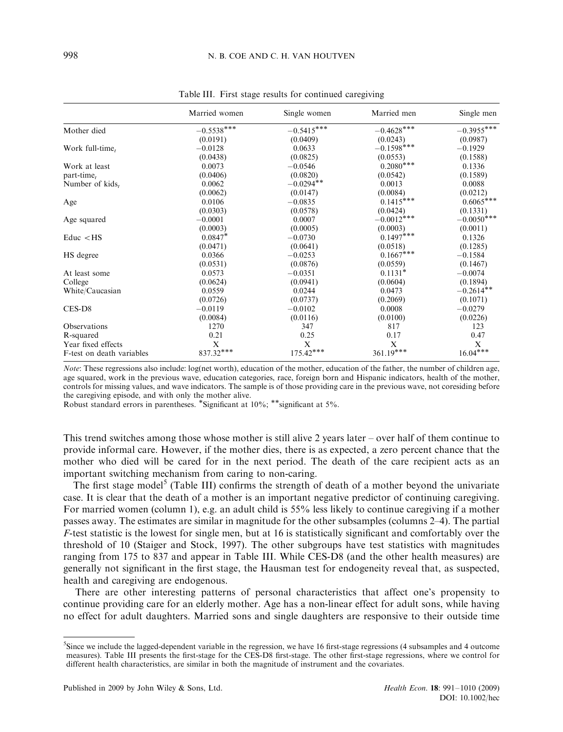Table III. First stage results for continued caregiving

| | Married women | Single women | Married men | Single men |
|---|---|---|---|---|
| Mother died | $-0.5538^{***}$ | $-0.5415^{***}$ | $-0.4628^{***}$ | $-0.3955^{***}$ |
| | (0.0191) | (0.0409) | (0.0243) | (0.0987) |
| Work full-time$_t$ | $-0.0128$ | 0.0633 | $-0.1598^{***}$ | $-0.1929$ |
| | (0.0438) | (0.0825) | (0.0553) | (0.1588) |
| Work at least part-time$_t$ | 0.0073 | $-0.0546$ | $0.2080^{***}$ | 0.1336 |
| | (0.0406) | (0.0820) | (0.0542) | (0.1589) |
| Number of kids$_t$ | 0.0062 | $-0.0294^{**}$ | 0.0013 | 0.0088 |
| | (0.0062) | (0.0147) | (0.0084) | (0.0212) |
| Age | 0.0106 | $-0.0835$ | $0.1415^{***}$ | $0.6065^{***}$ |
| | (0.0303) | (0.0578) | (0.0424) | (0.1331) |
| Age squared | $-0.0001$ | 0.0007 | $-0.0012^{***}$ | $-0.0050^{***}$ |
| | (0.0003) | (0.0005) | (0.0003) | (0.0011) |
| Educ < HS | $0.0847^{*}$ | $-0.0730$ | $0.1497^{***}$ | 0.1326 |
| | (0.0471) | (0.0641) | (0.0518) | (0.1285) |
| HS degree | 0.0366 | $-0.0253$ | $0.1667^{***}$ | $-0.1584$ |
| | (0.0531) | (0.0876) | (0.0559) | (0.1467) |
| At least some College | 0.0573 | $-0.0351$ | $0.1131^{*}$ | $-0.0074$ |
| | (0.0624) | (0.0941) | (0.0604) | (0.1894) |
| White/Caucasian | 0.0559 | 0.0244 | 0.0473 | $-0.2614^{**}$ |
| | (0.0726) | (0.0737) | (0.2069) | (0.1071) |
| CES-D8 | $-0.0119$ | $-0.0102$ | 0.0008 | $-0.0279$ |
| | (0.0084) | (0.0116) | (0.0100) | (0.0226) |
| Observations | 1270 | 347 | 817 | 123 |
| R-squared | 0.21 | 0.25 | 0.17 | 0.47 |
| Year fixed effects | X | X | X | X |
| F-test on death variables | $837.32^{***}$ | $175.42^{***}$ | $361.19^{***}$ | $16.04^{***}$ |

*Note*: These regressions also include: log(net worth), education of the mother, education of the father, the number of children age, age squared, work in the previous wave, education categories, race, foreign born and Hispanic indicators, health of the mother, controls for missing values, and wave indicators. The sample is of those providing care in the previous wave, not coresiding before the caregiving episode, and with only the mother alive.
Robust standard errors in parentheses. *Significant at 10%; **significant at 5%.

This trend switches among those whose mother is still alive 2 years later – over half of them continue to provide informal care. However, if the mother dies, there is as expected, a zero percent chance that the mother who died will be cared for in the next period. The death of the care recipient acts as an important switching mechanism from caring to non-caring.

The first stage model[5] (Table III) confirms the strength of death of a mother beyond the univariate case. It is clear that the death of a mother is an important negative predictor of continuing caregiving. For married women (column 1), e.g. an adult child is 55% less likely to continue caregiving if a mother passes away. The estimates are similar in magnitude for the other subsamples (columns 2–4). The partial $F$-test statistic is the lowest for single men, but at 16 is statistically significant and comfortably over the threshold of 10 (Staiger and Stock, 1997). The other subgroups have test statistics with magnitudes ranging from 175 to 837 and appear in Table III. While CES-D8 (and the other health measures) are generally not significant in the first stage, the Hausman test for endogeneity reveal that, as suspected, health and caregiving are endogenous.

There are other interesting patterns of personal characteristics that affect one's propensity to continue providing care for an elderly mother. Age has a non-linear effect for adult sons, while having no effect for adult daughters. Married sons and single daughters are responsive to their outside time

[5] Since we include the lagged-dependent variable in the regression, we have 16 first-stage regressions (4 subsamples and 4 outcome measures). Table III presents the first-stage for the CES-D8 first-stage. The other first-stage regressions, where we control for different health characteristics, are similar in both the magnitude of instrument and the covariates.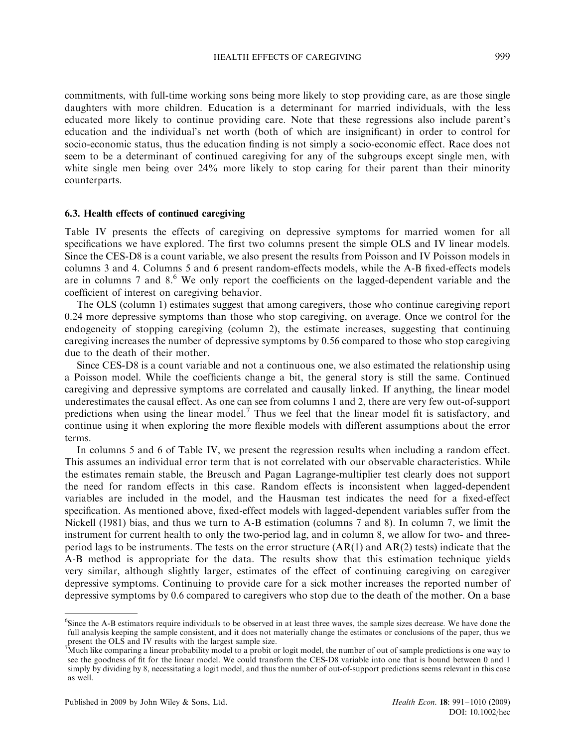commitments, with full-time working sons being more likely to stop providing care, as are those single daughters with more children. Education is a determinant for married individuals, with the less educated more likely to continue providing care. Note that these regressions also include parent's education and the individual's net worth (both of which are insignificant) in order to control for socio-economic status, thus the education finding is not simply a socio-economic effect. Race does not seem to be a determinant of continued caregiving for any of the subgroups except single men, with white single men being over 24% more likely to stop caring for their parent than their minority counterparts.

### 6.3. Health effects of continued caregiving

Table IV presents the effects of caregiving on depressive symptoms for married women for all specifications we have explored. The first two columns present the simple OLS and IV linear models. Since the CES-D8 is a count variable, we also present the results from Poisson and IV Poisson models in columns 3 and 4. Columns 5 and 6 present random-effects models, while the A-B fixed-effects models are in columns 7 and 8.[6] We only report the coefficients on the lagged-dependent variable and the coefficient of interest on caregiving behavior.

The OLS (column 1) estimates suggest that among caregivers, those who continue caregiving report 0.24 more depressive symptoms than those who stop caregiving, on average. Once we control for the endogeneity of stopping caregiving (column 2), the estimate increases, suggesting that continuing caregiving increases the number of depressive symptoms by 0.56 compared to those who stop caregiving due to the death of their mother.

Since CES-D8 is a count variable and not a continuous one, we also estimated the relationship using a Poisson model. While the coefficients change a bit, the general story is still the same. Continued caregiving and depressive symptoms are correlated and causally linked. If anything, the linear model underestimates the causal effect. As one can see from columns 1 and 2, there are very few out-of-support predictions when using the linear model.[7] Thus we feel that the linear model fit is satisfactory, and continue using it when exploring the more flexible models with different assumptions about the error terms.

In columns 5 and 6 of Table IV, we present the regression results when including a random effect. This assumes an individual error term that is not correlated with our observable characteristics. While the estimates remain stable, the Breusch and Pagan Lagrange-multiplier test clearly does not support the need for random effects in this case. Random effects is inconsistent when lagged-dependent variables are included in the model, and the Hausman test indicates the need for a fixed-effect specification. As mentioned above, fixed-effect models with lagged-dependent variables suffer from the Nickell (1981) bias, and thus we turn to A-B estimation (columns 7 and 8). In column 7, we limit the instrument for current health to only the two-period lag, and in column 8, we allow for two- and three-period lags to be instruments. The tests on the error structure (AR(1) and AR(2) tests) indicate that the A-B method is appropriate for the data. The results show that this estimation technique yields very similar, although slightly larger, estimates of the effect of continuing caregiving on caregiver depressive symptoms. Continuing to provide care for a sick mother increases the reported number of depressive symptoms by 0.6 compared to caregivers who stop due to the death of the mother. On a base

---

[6] Since the A-B estimators require individuals to be observed in at least three waves, the sample sizes decrease. We have done the full analysis keeping the sample consistent, and it does not materially change the estimates or conclusions of the paper, thus we present the OLS and IV results with the largest sample size.

[7] Much like comparing a linear probability model to a probit or logit model, the number of out of sample predictions is one way to see the goodness of fit for the linear model. We could transform the CES-D8 variable into one that is bound between 0 and 1 simply by dividing by 8, necessitating a logit model, and thus the number of out-of-support predictions seems relevant in this case as well.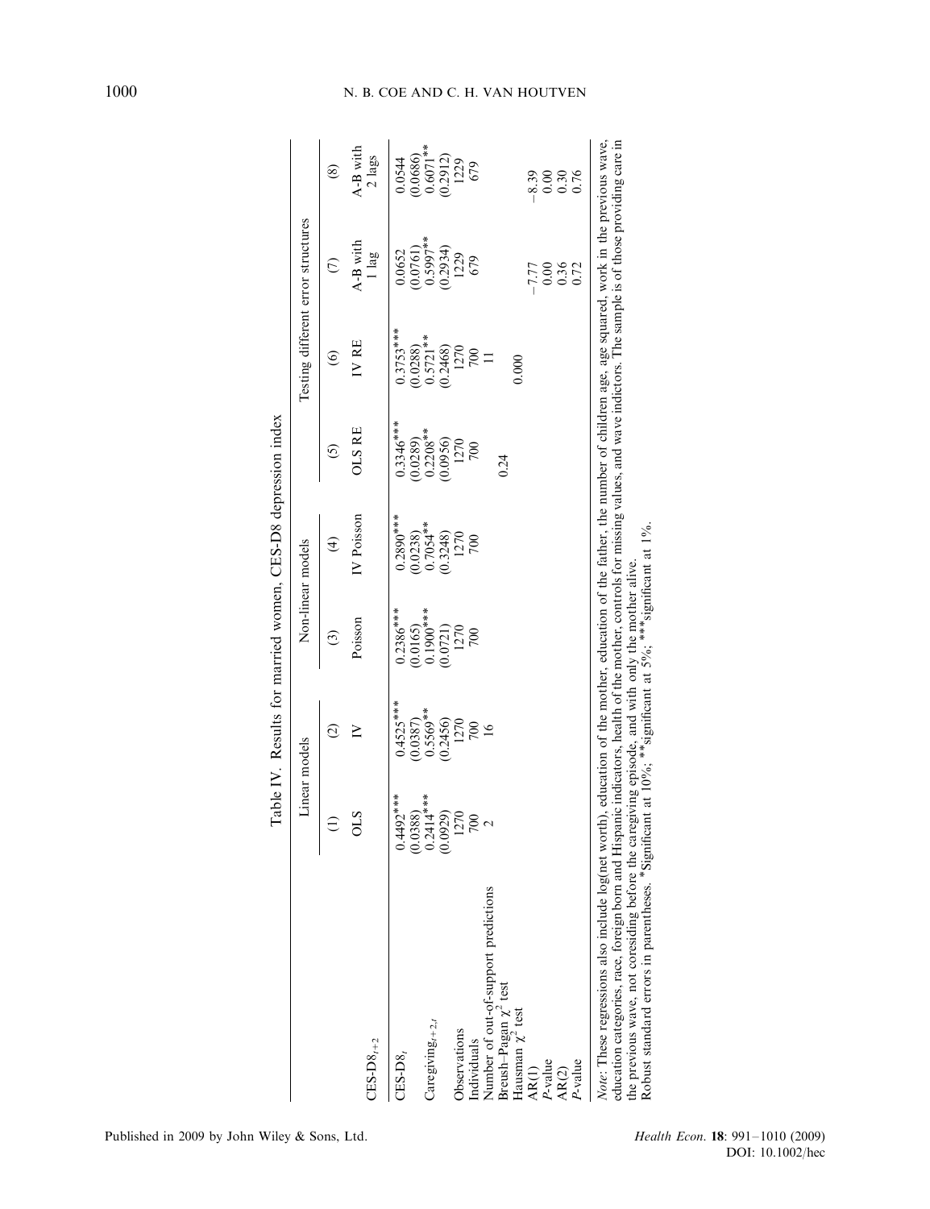Table IV. Results for married women, CES-D8 depression index

| | Linear models | | Non-linear models | | | Testing different error structures | | |
|---|---|---|---|---|---|---|---|---|
| | (1) | (2) | (3) | (4) | (5) | (6) | (7) | (8) |
| $CES\text{-}D8_{t+2}$ | OLS | IV | Poisson | IV Poisson | OLS RE | IV RE | A-B with 1 lag | A-B with 2 lags |
| $CES\text{-}D8_t$ | 0.4492*** | 0.4525*** | 0.2386*** | 0.2890*** | 0.3346*** | 0.3753*** | 0.0652 | 0.0544 |
| | (0.0388) | (0.0387) | (0.0165) | (0.0238) | (0.0289) | (0.0288) | (0.0761) | (0.0686) |
| $Caregiving_{t+2,t}$ | 0.2414*** | 0.5569** | 0.1900*** | 0.7054** | 0.2208** | 0.5721** | 0.5997** | 0.6071** |
| | (0.0929) | (0.2456) | (0.0721) | (0.3248) | (0.0956) | (0.2468) | (0.2934) | (0.2912) |
| Observations | 1270 | 1270 | 1270 | 1270 | 1270 | 1270 | 1229 | 1229 |
| Individuals | 700 | 700 | 700 | 700 | 700 | 700 | 679 | 679 |
| Number of out-of-support predictions | 2 | 16 | | | | 11 | | |
| Breush–Pagan $\chi^2$ test | | | | | 0.24 | | | |
| Hausman $\chi^2$ test | | | | | | 0.000 | | |
| AR(1) | | | | | | | −7.77 | −8.39 |
| $P$-value | | | | | | | 0.00 | 0.00 |
| AR(2) | | | | | | | 0.36 | 0.30 |
| $P$-value | | | | | | | 0.72 | 0.76 |

*Note*: These regressions also include log(net worth), education of the mother, education of the father, the number of children age, age squared, work in the previous wave, education categories, race, foreign born and Hispanic indicators, health of the mother, controls for missing values, and wave indictors. The sample is of those providing care in the previous wave, not coresiding before the caregiving episode, and with only the mother alive.
Robust standard errors in parentheses. *Significant at 10%; **significant at 5%; ***significant at 1%.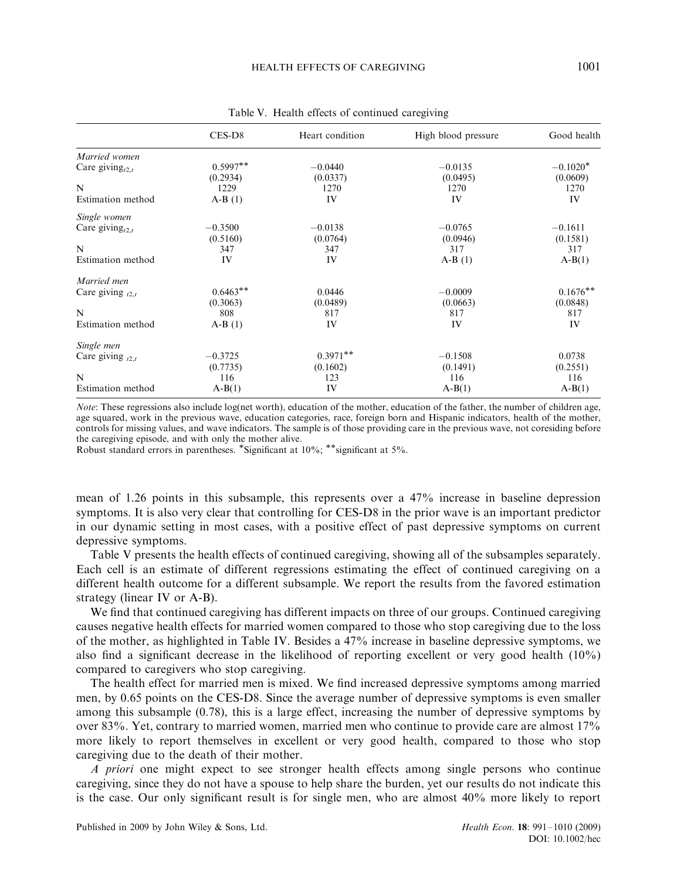Table V. Health effects of continued caregiving

| | CES-D8 | Heart condition | High blood pressure | Good health |
|---|---|---|---|---|
| *Married women* | | | | |
| Care giving$_{t2,t}$ | 0.5997** | −0.0440 | −0.0135 | −0.1020* |
| | (0.2934) | (0.0337) | (0.0495) | (0.0609) |
| N | 1229 | 1270 | 1270 | 1270 |
| Estimation method | A-B (1) | IV | IV | IV |
| *Single women* | | | | |
| Care giving$_{t2,t}$ | −0.3500 | −0.0138 | −0.0765 | −0.1611 |
| | (0.5160) | (0.0764) | (0.0946) | (0.1581) |
| N | 347 | 347 | 317 | 317 |
| Estimation method | IV | IV | A-B (1) | A-B(1) |
| *Married men* | | | | |
| Care giving $_{t2,t}$ | 0.6463** | 0.0446 | −0.0009 | 0.1676** |
| | (0.3063) | (0.0489) | (0.0663) | (0.0848) |
| N | 808 | 817 | 817 | 817 |
| Estimation method | A-B (1) | IV | IV | IV |
| *Single men* | | | | |
| Care giving $_{t2,t}$ | −0.3725 | 0.3971** | −0.1508 | 0.0738 |
| | (0.7735) | (0.1602) | (0.1491) | (0.2551) |
| N | 116 | 123 | 116 | 116 |
| Estimation method | A-B(1) | IV | A-B(1) | A-B(1) |

*Note*: These regressions also include log(net worth), education of the mother, education of the father, the number of children age, age squared, work in the previous wave, education categories, race, foreign born and Hispanic indicators, health of the mother, controls for missing values, and wave indicators. The sample is of those providing care in the previous wave, not coresiding before the caregiving episode, and with only the mother alive.

Robust standard errors in parentheses. *Significant at 10%; **significant at 5%.

mean of 1.26 points in this subsample, this represents over a 47% increase in baseline depression symptoms. It is also very clear that controlling for CES-D8 in the prior wave is an important predictor in our dynamic setting in most cases, with a positive effect of past depressive symptoms on current depressive symptoms.

Table V presents the health effects of continued caregiving, showing all of the subsamples separately. Each cell is an estimate of different regressions estimating the effect of continued caregiving on a different health outcome for a different subsample. We report the results from the favored estimation strategy (linear IV or A-B).

We find that continued caregiving has different impacts on three of our groups. Continued caregiving causes negative health effects for married women compared to those who stop caregiving due to the loss of the mother, as highlighted in Table IV. Besides a 47% increase in baseline depressive symptoms, we also find a significant decrease in the likelihood of reporting excellent or very good health (10%) compared to caregivers who stop caregiving.

The health effect for married men is mixed. We find increased depressive symptoms among married men, by 0.65 points on the CES-D8. Since the average number of depressive symptoms is even smaller among this subsample (0.78), this is a large effect, increasing the number of depressive symptoms by over 83%. Yet, contrary to married women, married men who continue to provide care are almost 17% more likely to report themselves in excellent or very good health, compared to those who stop caregiving due to the death of their mother.

*A priori* one might expect to see stronger health effects among single persons who continue caregiving, since they do not have a spouse to help share the burden, yet our results do not indicate this is the case. Our only significant result is for single men, who are almost 40% more likely to report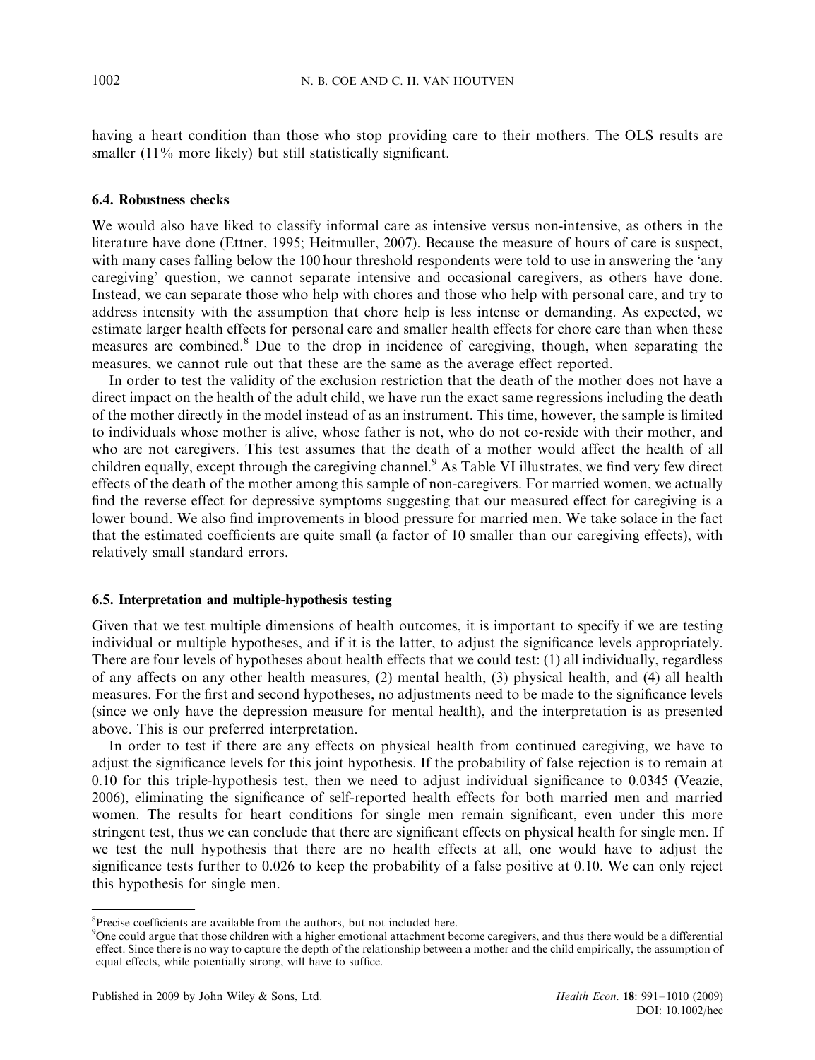having a heart condition than those who stop providing care to their mothers. The OLS results are smaller (11% more likely) but still statistically significant.

### 6.4. Robustness checks

We would also have liked to classify informal care as intensive versus non-intensive, as others in the literature have done (Ettner, 1995; Heitmuller, 2007). Because the measure of hours of care is suspect, with many cases falling below the 100 hour threshold respondents were told to use in answering the 'any caregiving' question, we cannot separate intensive and occasional caregivers, as others have done. Instead, we can separate those who help with chores and those who help with personal care, and try to address intensity with the assumption that chore help is less intense or demanding. As expected, we estimate larger health effects for personal care and smaller health effects for chore care than when these measures are combined.[8] Due to the drop in incidence of caregiving, though, when separating the measures, we cannot rule out that these are the same as the average effect reported.

In order to test the validity of the exclusion restriction that the death of the mother does not have a direct impact on the health of the adult child, we have run the exact same regressions including the death of the mother directly in the model instead of as an instrument. This time, however, the sample is limited to individuals whose mother is alive, whose father is not, who do not co-reside with their mother, and who are not caregivers. This test assumes that the death of a mother would affect the health of all children equally, except through the caregiving channel.[9] As Table VI illustrates, we find very few direct effects of the death of the mother among this sample of non-caregivers. For married women, we actually find the reverse effect for depressive symptoms suggesting that our measured effect for caregiving is a lower bound. We also find improvements in blood pressure for married men. We take solace in the fact that the estimated coefficients are quite small (a factor of 10 smaller than our caregiving effects), with relatively small standard errors.

### 6.5. Interpretation and multiple-hypothesis testing

Given that we test multiple dimensions of health outcomes, it is important to specify if we are testing individual or multiple hypotheses, and if it is the latter, to adjust the significance levels appropriately. There are four levels of hypotheses about health effects that we could test: (1) all individually, regardless of any affects on any other health measures, (2) mental health, (3) physical health, and (4) all health measures. For the first and second hypotheses, no adjustments need to be made to the significance levels (since we only have the depression measure for mental health), and the interpretation is as presented above. This is our preferred interpretation.

In order to test if there are any effects on physical health from continued caregiving, we have to adjust the significance levels for this joint hypothesis. If the probability of false rejection is to remain at 0.10 for this triple-hypothesis test, then we need to adjust individual significance to 0.0345 (Veazie, 2006), eliminating the significance of self-reported health effects for both married men and married women. The results for heart conditions for single men remain significant, even under this more stringent test, thus we can conclude that there are significant effects on physical health for single men. If we test the null hypothesis that there are no health effects at all, one would have to adjust the significance tests further to 0.026 to keep the probability of a false positive at 0.10. We can only reject this hypothesis for single men.

---

[8] Precise coefficients are available from the authors, but not included here.

[9] One could argue that those children with a higher emotional attachment become caregivers, and thus there would be a differential effect. Since there is no way to capture the depth of the relationship between a mother and the child empirically, the assumption of equal effects, while potentially strong, will have to suffice.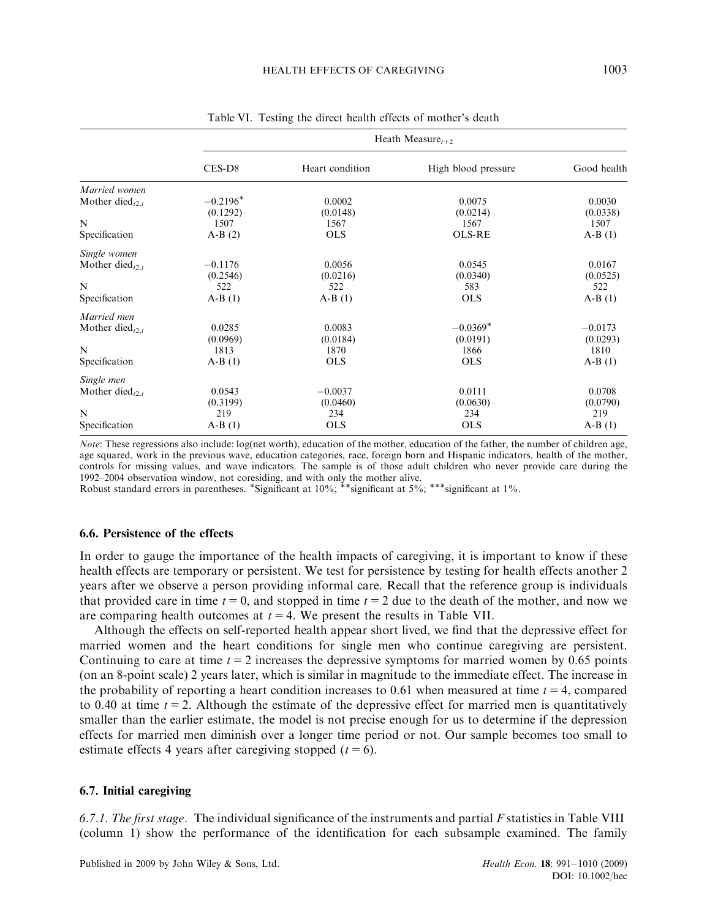Table VI. Testing the direct health effects of mother's death

| | Heath Measure$_{t+2}$ | | | |
|---|---|---|---|---|
| | CES-D8 | Heart condition | High blood pressure | Good health |
| *Married women* | | | | |
| Mother died$_{t2,t}$ | $-0.2196^{*}$ | 0.0002 | 0.0075 | 0.0030 |
| | (0.1292) | (0.0148) | (0.0214) | (0.0338) |
| N | 1507 | 1567 | 1567 | 1507 |
| Specification | A-B (2) | OLS | OLS-RE | A-B (1) |
| *Single women* | | | | |
| Mother died$_{t2,t}$ | $-0.1176$ | 0.0056 | 0.0545 | 0.0167 |
| | (0.2546) | (0.0216) | (0.0340) | (0.0525) |
| N | 522 | 522 | 583 | 522 |
| Specification | A-B (1) | A-B (1) | OLS | A-B (1) |
| *Married men* | | | | |
| Mother died$_{t2,t}$ | 0.0285 | 0.0083 | $-0.0369^{*}$ | $-0.0173$ |
| | (0.0969) | (0.0184) | (0.0191) | (0.0293) |
| N | 1813 | 1870 | 1866 | 1810 |
| Specification | A-B (1) | OLS | OLS | A-B (1) |
| *Single men* | | | | |
| Mother died$_{t2,t}$ | 0.0543 | $-0.0037$ | 0.0111 | 0.0708 |
| | (0.3199) | (0.0460) | (0.0630) | (0.0790) |
| N | 219 | 234 | 234 | 219 |
| Specification | A-B (1) | OLS | OLS | A-B (1) |

*Note*: These regressions also include: log(net worth), education of the mother, education of the father, the number of children age, age squared, work in the previous wave, education categories, race, foreign born and Hispanic indicators, health of the mother, controls for missing values, and wave indicators. The sample is of those adult children who never provide care during the 1992–2004 observation window, not coresiding, and with only the mother alive.
Robust standard errors in parentheses. *Significant at 10%; **significant at 5%; ***significant at 1%.

### 6.6. Persistence of the effects

In order to gauge the importance of the health impacts of caregiving, it is important to know if these health effects are temporary or persistent. We test for persistence by testing for health effects another 2 years after we observe a person providing informal care. Recall that the reference group is individuals that provided care in time $t = 0$, and stopped in time $t = 2$ due to the death of the mother, and now we are comparing health outcomes at $t = 4$. We present the results in Table VII.

Although the effects on self-reported health appear short lived, we find that the depressive effect for married women and the heart conditions for single men who continue caregiving are persistent. Continuing to care at time $t = 2$ increases the depressive symptoms for married women by 0.65 points (on an 8-point scale) 2 years later, which is similar in magnitude to the immediate effect. The increase in the probability of reporting a heart condition increases to 0.61 when measured at time $t = 4$, compared to 0.40 at time $t = 2$. Although the estimate of the depressive effect for married men is quantitatively smaller than the earlier estimate, the model is not precise enough for us to determine if the depression effects for married men diminish over a longer time period or not. Our sample becomes too small to estimate effects 4 years after caregiving stopped ($t = 6$).

### 6.7. Initial caregiving

*6.7.1. The first stage.* The individual significance of the instruments and partial *F* statistics in Table VIII (column 1) show the performance of the identification for each subsample examined. The family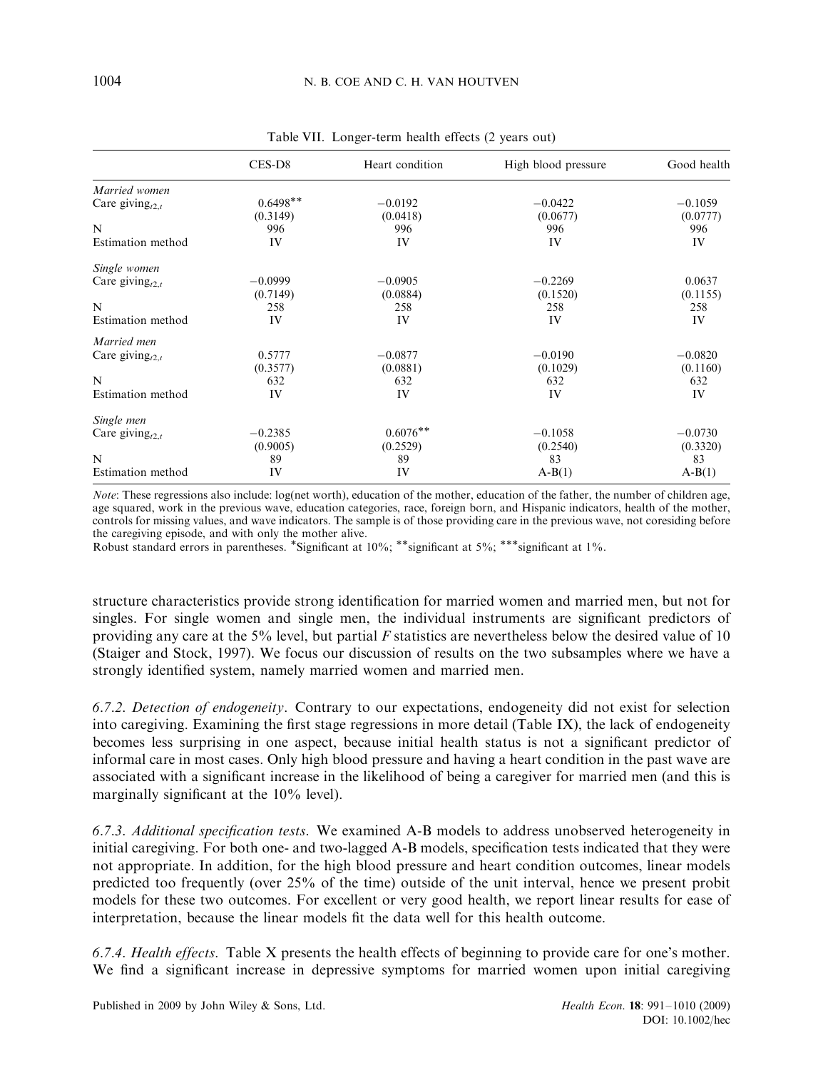Table VII. Longer-term health effects (2 years out)

| | CES-D8 | Heart condition | High blood pressure | Good health |
|---|---|---|---|---|
| *Married women* | | | | |
| Care giving$_{t2,t}$ | 0.6498** | −0.0192 | −0.0422 | −0.1059 |
| | (0.3149) | (0.0418) | (0.0677) | (0.0777) |
| N | 996 | 996 | 996 | 996 |
| Estimation method | IV | IV | IV | IV |
| *Single women* | | | | |
| Care giving$_{t2,t}$ | −0.0999 | −0.0905 | −0.2269 | 0.0637 |
| | (0.7149) | (0.0884) | (0.1520) | (0.1155) |
| N | 258 | 258 | 258 | 258 |
| Estimation method | IV | IV | IV | IV |
| *Married men* | | | | |
| Care giving$_{t2,t}$ | 0.5777 | −0.0877 | −0.0190 | −0.0820 |
| | (0.3577) | (0.0881) | (0.1029) | (0.1160) |
| N | 632 | 632 | 632 | 632 |
| Estimation method | IV | IV | IV | IV |
| *Single men* | | | | |
| Care giving$_{t2,t}$ | −0.2385 | 0.6076** | −0.1058 | −0.0730 |
| | (0.9005) | (0.2529) | (0.2540) | (0.3320) |
| N | 89 | 89 | 83 | 83 |
| Estimation method | IV | IV | A-B(1) | A-B(1) |

*Note*: These regressions also include: log(net worth), education of the mother, education of the father, the number of children age, age squared, work in the previous wave, education categories, race, foreign born, and Hispanic indicators, health of the mother, controls for missing values, and wave indicators. The sample is of those providing care in the previous wave, not coresiding before the caregiving episode, and with only the mother alive.
Robust standard errors in parentheses. *Significant at 10%; **significant at 5%; ***significant at 1%.

structure characteristics provide strong identification for married women and married men, but not for singles. For single women and single men, the individual instruments are significant predictors of providing any care at the 5% level, but partial $F$ statistics are nevertheless below the desired value of 10 (Staiger and Stock, 1997). We focus our discussion of results on the two subsamples where we have a strongly identified system, namely married women and married men.

*6.7.2. Detection of endogeneity*. Contrary to our expectations, endogeneity did not exist for selection into caregiving. Examining the first stage regressions in more detail (Table IX), the lack of endogeneity becomes less surprising in one aspect, because initial health status is not a significant predictor of informal care in most cases. Only high blood pressure and having a heart condition in the past wave are associated with a significant increase in the likelihood of being a caregiver for married men (and this is marginally significant at the 10% level).

*6.7.3. Additional specification tests*. We examined A-B models to address unobserved heterogeneity in initial caregiving. For both one- and two-lagged A-B models, specification tests indicated that they were not appropriate. In addition, for the high blood pressure and heart condition outcomes, linear models predicted too frequently (over 25% of the time) outside of the unit interval, hence we present probit models for these two outcomes. For excellent or very good health, we report linear results for ease of interpretation, because the linear models fit the data well for this health outcome.

*6.7.4. Health effects*. Table X presents the health effects of beginning to provide care for one's mother. We find a significant increase in depressive symptoms for married women upon initial caregiving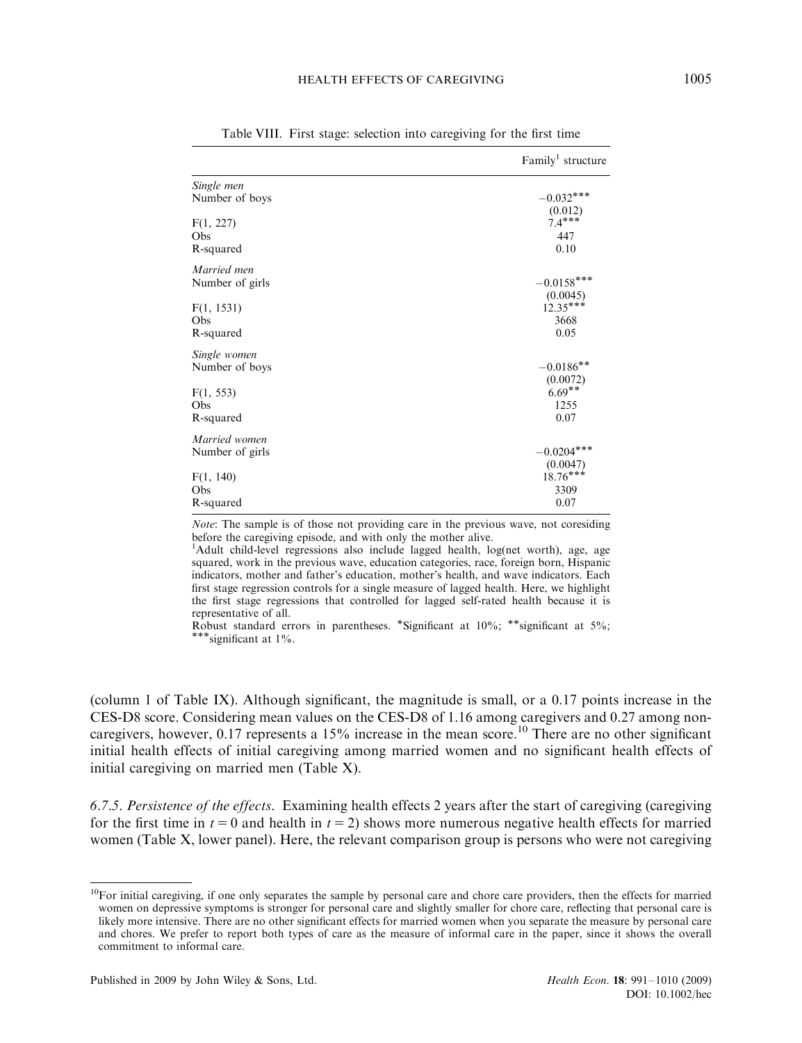Table VIII. First stage: selection into caregiving for the first time

| | Family[1] structure |
|---|---|
| *Single men* | |
| Number of boys | $-0.032^{***}$ |
| | (0.012) |
| F(1, 227) | $7.4^{***}$ |
| Obs | 447 |
| R-squared | 0.10 |
| *Married men* | |
| Number of girls | $-0.0158^{***}$ |
| | (0.0045) |
| F(1, 1531) | $12.35^{***}$ |
| Obs | 3668 |
| R-squared | 0.05 |
| *Single women* | |
| Number of boys | $-0.0186^{**}$ |
| | (0.0072) |
| F(1, 553) | $6.69^{**}$ |
| Obs | 1255 |
| R-squared | 0.07 |
| *Married women* | |
| Number of girls | $-0.0204^{***}$ |
| | (0.0047) |
| F(1, 140) | $18.76^{***}$ |
| Obs | 3309 |
| R-squared | 0.07 |

*Note*: The sample is of those not providing care in the previous wave, not coresiding before the caregiving episode, and with only the mother alive.

[1]Adult child-level regressions also include lagged health, log(net worth), age, age squared, work in the previous wave, education categories, race, foreign born, Hispanic indicators, mother and father's education, mother's health, and wave indicators. Each first stage regression controls for a single measure of lagged health. Here, we highlight the first stage regressions that controlled for lagged self-rated health because it is representative of all.

Robust standard errors in parentheses. *Significant at 10%; **significant at 5%; ***significant at 1%.

(column 1 of Table IX). Although significant, the magnitude is small, or a 0.17 points increase in the CES-D8 score. Considering mean values on the CES-D8 of 1.16 among caregivers and 0.27 among non-caregivers, however, 0.17 represents a 15% increase in the mean score.[10] There are no other significant initial health effects of initial caregiving among married women and no significant health effects of initial caregiving on married men (Table X).

*6.7.5. Persistence of the effects.* Examining health effects 2 years after the start of caregiving (caregiving for the first time in $t = 0$ and health in $t = 2$) shows more numerous negative health effects for married women (Table X, lower panel). Here, the relevant comparison group is persons who were not caregiving

[10]For initial caregiving, if one only separates the sample by personal care and chore care providers, then the effects for married women on depressive symptoms is stronger for personal care and slightly smaller for chore care, reflecting that personal care is likely more intensive. There are no other significant effects for married women when you separate the measure by personal care and chores. We prefer to report both types of care as the measure of informal care in the paper, since it shows the overall commitment to informal care.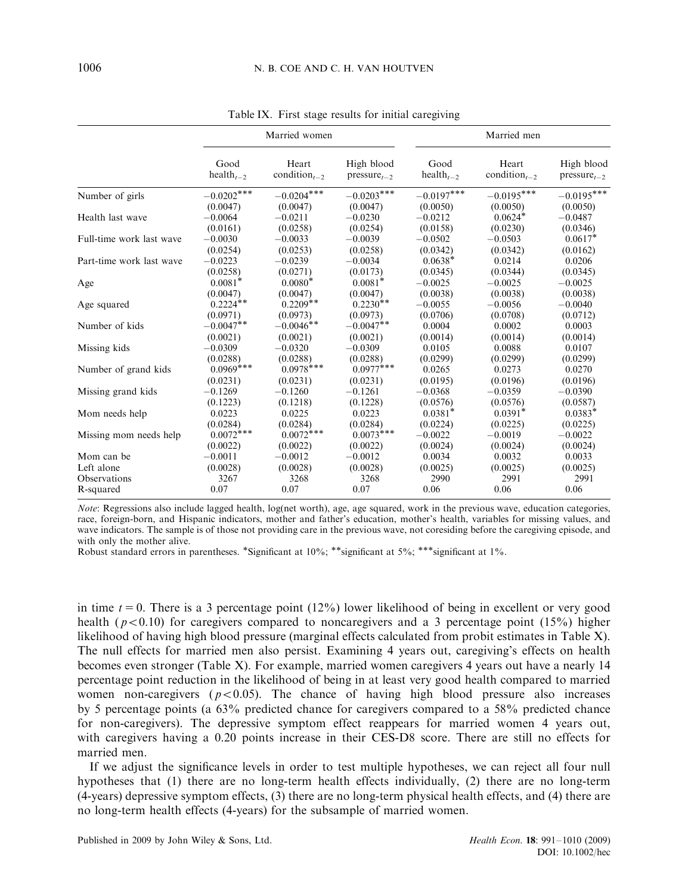Table IX. First stage results for initial caregiving

| | Married women | | | Married men | | |
|---|---|---|---|---|---|---|
| | Good health$_{t-2}$ | Heart condition$_{t-2}$ | High blood pressure$_{t-2}$ | Good health$_{t-2}$ | Heart condition$_{t-2}$ | High blood pressure$_{t-2}$ |
| Number of girls | −0.0202*** | −0.0204*** | −0.0203*** | −0.0197*** | −0.0195*** | −0.0195*** |
| | (0.0047) | (0.0047) | (0.0047) | (0.0050) | (0.0050) | (0.0050) |
| Health last wave | −0.0064 | −0.0211 | −0.0230 | −0.0212 | 0.0624* | −0.0487 |
| | (0.0161) | (0.0258) | (0.0254) | (0.0158) | (0.0230) | (0.0346) |
| Full-time work last wave | −0.0030 | −0.0033 | −0.0039 | −0.0502 | −0.0503 | 0.0617* |
| | (0.0254) | (0.0253) | (0.0258) | (0.0342) | (0.0342) | (0.0162) |
| Part-time work last wave | −0.0223 | −0.0239 | −0.0034 | 0.0638* | 0.0214 | 0.0206 |
| | (0.0258) | (0.0271) | (0.0173) | (0.0345) | (0.0344) | (0.0345) |
| Age | 0.0081* | 0.0080* | 0.0081* | −0.0025 | −0.0025 | −0.0025 |
| | (0.0047) | (0.0047) | (0.0047) | (0.0038) | (0.0038) | (0.0038) |
| Age squared | 0.2224** | 0.2209** | 0.2230** | −0.0055 | −0.0056 | −0.0040 |
| | (0.0971) | (0.0973) | (0.0973) | (0.0706) | (0.0708) | (0.0712) |
| Number of kids | −0.0047** | −0.0046** | −0.0047** | 0.0004 | 0.0002 | 0.0003 |
| | (0.0021) | (0.0021) | (0.0021) | (0.0014) | (0.0014) | (0.0014) |
| Missing kids | −0.0309 | −0.0320 | −0.0309 | 0.0105 | 0.0088 | 0.0107 |
| | (0.0288) | (0.0288) | (0.0288) | (0.0299) | (0.0299) | (0.0299) |
| Number of grand kids | 0.0969*** | 0.0978*** | 0.0977*** | 0.0265 | 0.0273 | 0.0270 |
| | (0.0231) | (0.0231) | (0.0231) | (0.0195) | (0.0196) | (0.0196) |
| Missing grand kids | −0.1269 | −0.1260 | −0.1261 | −0.0368 | −0.0359 | −0.0390 |
| | (0.1223) | (0.1218) | (0.1228) | (0.0576) | (0.0576) | (0.0587) |
| Mom needs help | 0.0223 | 0.0225 | 0.0223 | 0.0381* | 0.0391* | 0.0383* |
| | (0.0284) | (0.0284) | (0.0284) | (0.0224) | (0.0225) | (0.0225) |
| Missing mom needs help | 0.0072*** | 0.0072*** | 0.0073*** | −0.0022 | −0.0019 | −0.0022 |
| | (0.0022) | (0.0022) | (0.0022) | (0.0024) | (0.0024) | (0.0024) |
| Mom can be Left alone | −0.0011 | −0.0012 | −0.0012 | 0.0034 | 0.0032 | 0.0033 |
| | (0.0028) | (0.0028) | (0.0028) | (0.0025) | (0.0025) | (0.0025) |
| Observations | 3267 | 3268 | 3268 | 2990 | 2991 | 2991 |
| R-squared | 0.07 | 0.07 | 0.07 | 0.06 | 0.06 | 0.06 |

*Note*: Regressions also include lagged health, log(net worth), age, age squared, work in the previous wave, education categories, race, foreign-born, and Hispanic indicators, mother and father's education, mother's health, variables for missing values, and wave indicators. The sample is of those not providing care in the previous wave, not coresiding before the caregiving episode, and with only the mother alive.

Robust standard errors in parentheses. *Significant at 10%; **significant at 5%; ***significant at 1%.

in time $t = 0$. There is a 3 percentage point (12%) lower likelihood of being in excellent or very good health ($p < 0.10$) for caregivers compared to noncaregivers and a 3 percentage point (15%) higher likelihood of having high blood pressure (marginal effects calculated from probit estimates in Table X). The null effects for married men also persist. Examining 4 years out, caregiving's effects on health becomes even stronger (Table X). For example, married women caregivers 4 years out have a nearly 14 percentage point reduction in the likelihood of being in at least very good health compared to married women non-caregivers ($p < 0.05$). The chance of having high blood pressure also increases by 5 percentage points (a 63% predicted chance for caregivers compared to a 58% predicted chance for non-caregivers). The depressive symptom effect reappears for married women 4 years out, with caregivers having a 0.20 points increase in their CES-D8 score. There are still no effects for married men.

If we adjust the significance levels in order to test multiple hypotheses, we can reject all four null hypotheses that (1) there are no long-term health effects individually, (2) there are no long-term (4-years) depressive symptom effects, (3) there are no long-term physical health effects, and (4) there are no long-term health effects (4-years) for the subsample of married women.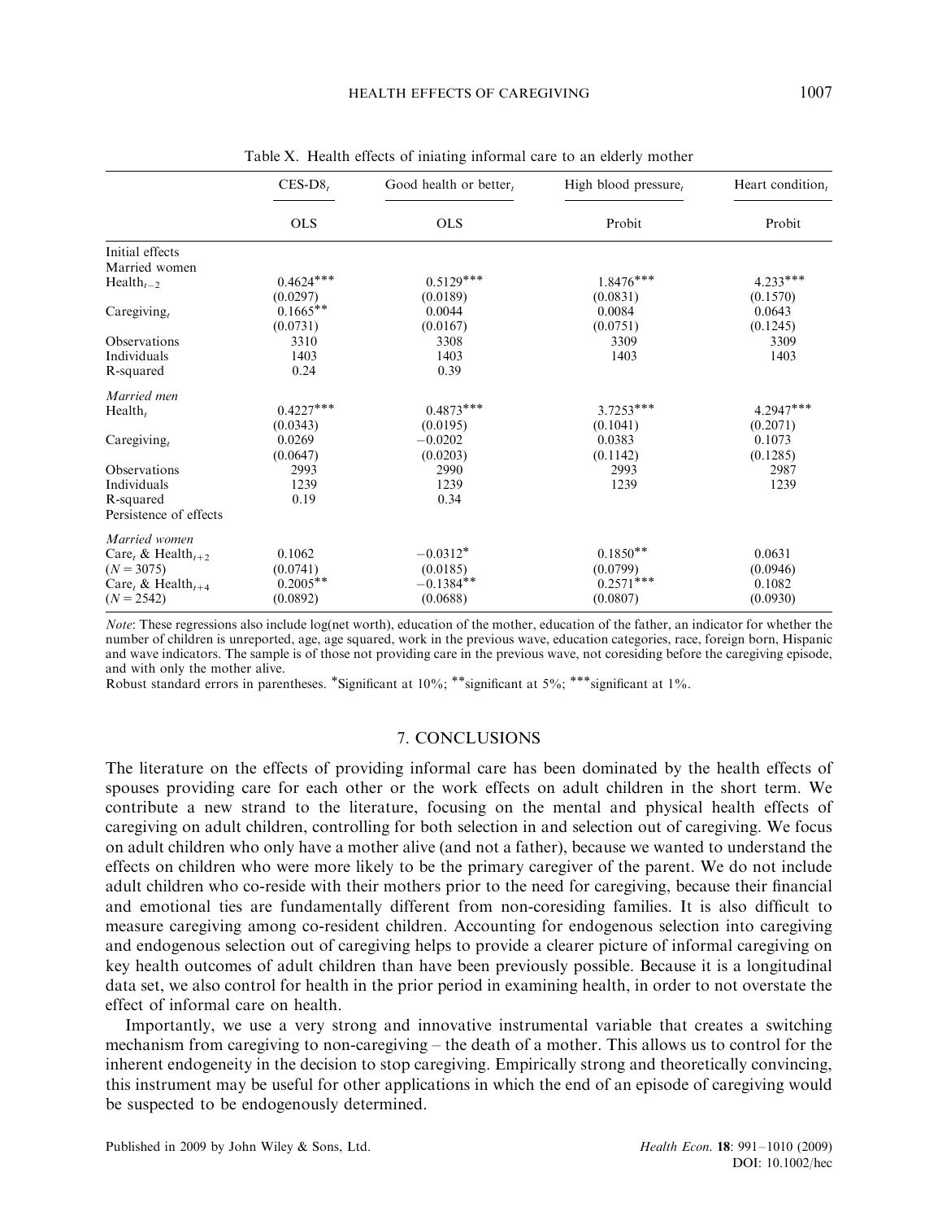Table X. Health effects of iniating informal care to an elderly mother

| | $CES\text{-}D8_t$ | Good health or $better_t$ | High blood $pressure_t$ | Heart $condition_t$ |
|---|---|---|---|---|
| | OLS | OLS | Probit | Probit |
| Initial effects | | | | |
| Married women | | | | |
| $Health_{t-2}$ | 0.4624*** | 0.5129*** | 1.8476*** | 4.233*** |
| | (0.0297) | (0.0189) | (0.0831) | (0.1570) |
| $Caregiving_t$ | 0.1665** | 0.0044 | 0.0084 | 0.0643 |
| | (0.0731) | (0.0167) | (0.0751) | (0.1245) |
| Observations | 3310 | 3308 | 3309 | 3309 |
| Individuals | 1403 | 1403 | 1403 | 1403 |
| R-squared | 0.24 | 0.39 | | |
| *Married men* | | | | |
| $Health_t$ | 0.4227*** | 0.4873*** | 3.7253*** | 4.2947*** |
| | (0.0343) | (0.0195) | (0.1041) | (0.2071) |
| $Caregiving_t$ | 0.0269 | −0.0202 | 0.0383 | 0.1073 |
| | (0.0647) | (0.0203) | (0.1142) | (0.1285) |
| Observations | 2993 | 2990 | 2993 | 2987 |
| Individuals | 1239 | 1239 | 1239 | 1239 |
| R-squared | 0.19 | 0.34 | | |
| Persistence of effects | | | | |
| *Married women* | | | | |
| $Care_t$ & $Health_{t+2}$ | 0.1062 | −0.0312* | 0.1850** | 0.0631 |
| ($N = 3075$) | (0.0741) | (0.0185) | (0.0799) | (0.0946) |
| $Care_t$ & $Health_{t+4}$ | 0.2005** | −0.1384** | 0.2571*** | 0.1082 |
| ($N = 2542$) | (0.0892) | (0.0688) | (0.0807) | (0.0930) |

*Note*: These regressions also include log(net worth), education of the mother, education of the father, an indicator for whether the number of children is unreported, age, age squared, work in the previous wave, education categories, race, foreign born, Hispanic and wave indicators. The sample is of those not providing care in the previous wave, not coresiding before the caregiving episode, and with only the mother alive.
Robust standard errors in parentheses. *Significant at 10%; **significant at 5%; ***significant at 1%.

## 7. CONCLUSIONS

The literature on the effects of providing informal care has been dominated by the health effects of spouses providing care for each other or the work effects on adult children in the short term. We contribute a new strand to the literature, focusing on the mental and physical health effects of caregiving on adult children, controlling for both selection in and selection out of caregiving. We focus on adult children who only have a mother alive (and not a father), because we wanted to understand the effects on children who were more likely to be the primary caregiver of the parent. We do not include adult children who co-reside with their mothers prior to the need for caregiving, because their financial and emotional ties are fundamentally different from non-coresiding families. It is also difficult to measure caregiving among co-resident children. Accounting for endogenous selection into caregiving and endogenous selection out of caregiving helps to provide a clearer picture of informal caregiving on key health outcomes of adult children than have been previously possible. Because it is a longitudinal data set, we also control for health in the prior period in examining health, in order to not overstate the effect of informal care on health.

Importantly, we use a very strong and innovative instrumental variable that creates a switching mechanism from caregiving to non-caregiving – the death of a mother. This allows us to control for the inherent endogeneity in the decision to stop caregiving. Empirically strong and theoretically convincing, this instrument may be useful for other applications in which the end of an episode of caregiving would be suspected to be endogenously determined.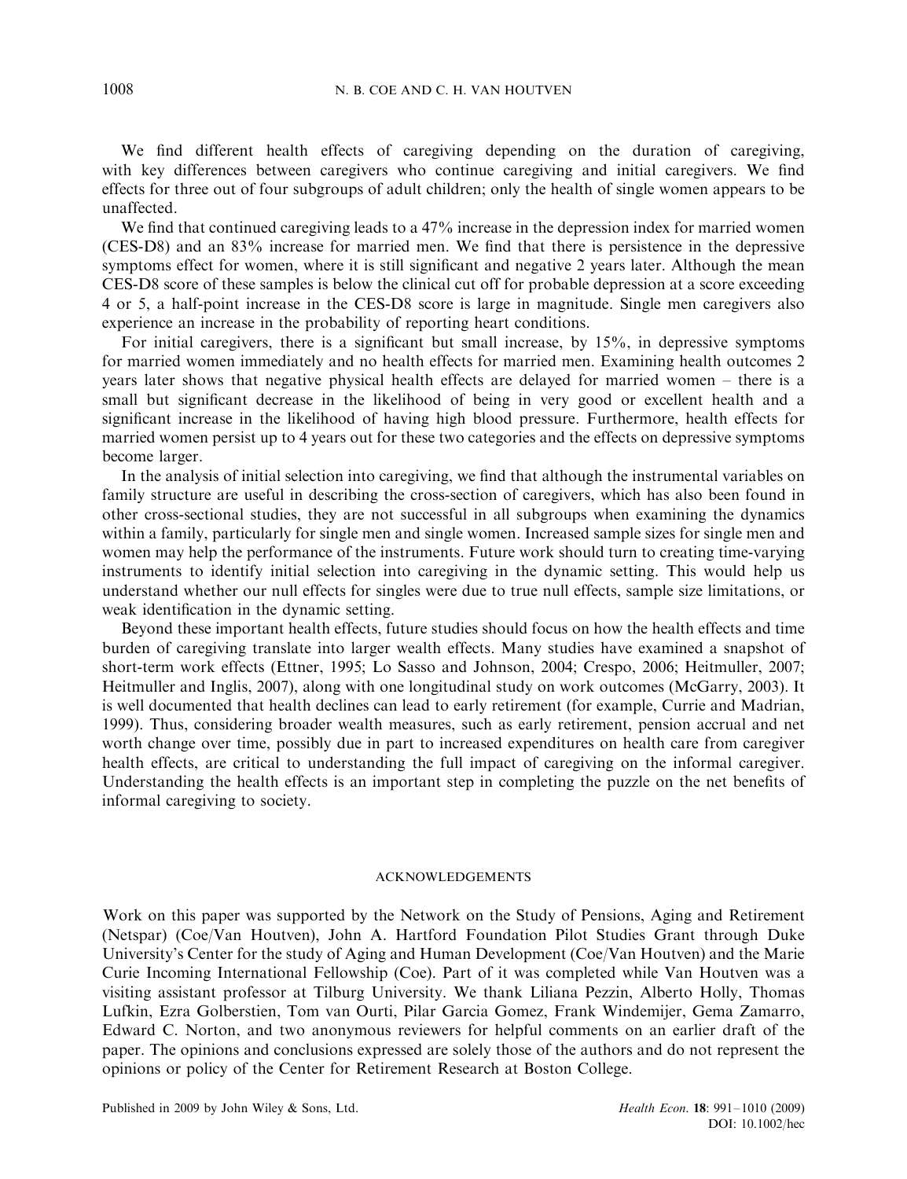We find different health effects of caregiving depending on the duration of caregiving, with key differences between caregivers who continue caregiving and initial caregivers. We find effects for three out of four subgroups of adult children; only the health of single women appears to be unaffected.

We find that continued caregiving leads to a 47% increase in the depression index for married women (CES-D8) and an 83% increase for married men. We find that there is persistence in the depressive symptoms effect for women, where it is still significant and negative 2 years later. Although the mean CES-D8 score of these samples is below the clinical cut off for probable depression at a score exceeding 4 or 5, a half-point increase in the CES-D8 score is large in magnitude. Single men caregivers also experience an increase in the probability of reporting heart conditions.

For initial caregivers, there is a significant but small increase, by 15%, in depressive symptoms for married women immediately and no health effects for married men. Examining health outcomes 2 years later shows that negative physical health effects are delayed for married women – there is a small but significant decrease in the likelihood of being in very good or excellent health and a significant increase in the likelihood of having high blood pressure. Furthermore, health effects for married women persist up to 4 years out for these two categories and the effects on depressive symptoms become larger.

In the analysis of initial selection into caregiving, we find that although the instrumental variables on family structure are useful in describing the cross-section of caregivers, which has also been found in other cross-sectional studies, they are not successful in all subgroups when examining the dynamics within a family, particularly for single men and single women. Increased sample sizes for single men and women may help the performance of the instruments. Future work should turn to creating time-varying instruments to identify initial selection into caregiving in the dynamic setting. This would help us understand whether our null effects for singles were due to true null effects, sample size limitations, or weak identification in the dynamic setting.

Beyond these important health effects, future studies should focus on how the health effects and time burden of caregiving translate into larger wealth effects. Many studies have examined a snapshot of short-term work effects (Ettner, 1995; Lo Sasso and Johnson, 2004; Crespo, 2006; Heitmuller, 2007; Heitmuller and Inglis, 2007), along with one longitudinal study on work outcomes (McGarry, 2003). It is well documented that health declines can lead to early retirement (for example, Currie and Madrian, 1999). Thus, considering broader wealth measures, such as early retirement, pension accrual and net worth change over time, possibly due in part to increased expenditures on health care from caregiver health effects, are critical to understanding the full impact of caregiving on the informal caregiver. Understanding the health effects is an important step in completing the puzzle on the net benefits of informal caregiving to society.

## ACKNOWLEDGEMENTS

Work on this paper was supported by the Network on the Study of Pensions, Aging and Retirement (Netspar) (Coe/Van Houtven), John A. Hartford Foundation Pilot Studies Grant through Duke University's Center for the study of Aging and Human Development (Coe/Van Houtven) and the Marie Curie Incoming International Fellowship (Coe). Part of it was completed while Van Houtven was a visiting assistant professor at Tilburg University. We thank Liliana Pezzin, Alberto Holly, Thomas Lufkin, Ezra Golberstien, Tom van Ourti, Pilar Garcia Gomez, Frank Windemijer, Gema Zamarro, Edward C. Norton, and two anonymous reviewers for helpful comments on an earlier draft of the paper. The opinions and conclusions expressed are solely those of the authors and do not represent the opinions or policy of the Center for Retirement Research at Boston College.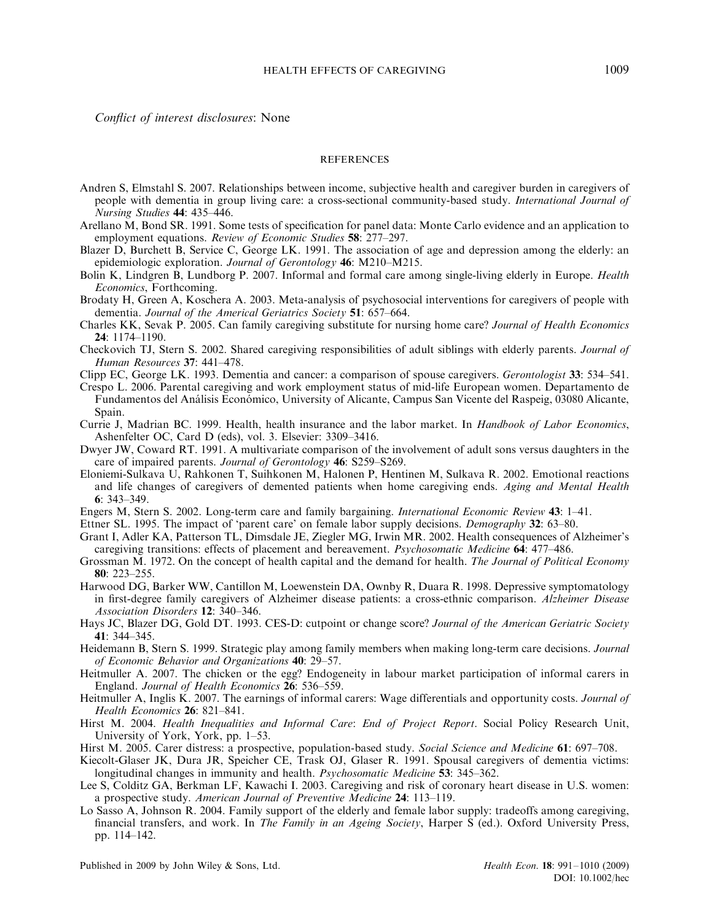*Conflict of interest disclosures*: None

## REFERENCES

Andren S, Elmstahl S. 2007. Relationships between income, subjective health and caregiver burden in caregivers of people with dementia in group living care: a cross-sectional community-based study. *International Journal of Nursing Studies* **44**: 435–446.

Arellano M, Bond SR. 1991. Some tests of specification for panel data: Monte Carlo evidence and an application to employment equations. *Review of Economic Studies* **58**: 277–297.

Blazer D, Burchett B, Service C, George LK. 1991. The association of age and depression among the elderly: an epidemiologic exploration. *Journal of Gerontology* **46**: M210–M215.

Bolin K, Lindgren B, Lundborg P. 2007. Informal and formal care among single-living elderly in Europe. *Health Economics*, Forthcoming.

Brodaty H, Green A, Koschera A. 2003. Meta-analysis of psychosocial interventions for caregivers of people with dementia. *Journal of the Americal Geriatrics Society* **51**: 657–664.

Charles KK, Sevak P. 2005. Can family caregiving substitute for nursing home care? *Journal of Health Economics* **24**: 1174–1190.

Checkovich TJ, Stern S. 2002. Shared caregiving responsibilities of adult siblings with elderly parents. *Journal of Human Resources* **37**: 441–478.

Clipp EC, George LK. 1993. Dementia and cancer: a comparison of spouse caregivers. *Gerontologist* **33**: 534–541.

Crespo L. 2006. Parental caregiving and work employment status of mid-life European women. Departamento de Fundamentos del Análisis Económico, University of Alicante, Campus San Vicente del Raspeig, 03080 Alicante, Spain.

Currie J, Madrian BC. 1999. Health, health insurance and the labor market. In *Handbook of Labor Economics*, Ashenfelter OC, Card D (eds), vol. 3. Elsevier: 3309–3416.

Dwyer JW, Coward RT. 1991. A multivariate comparison of the involvement of adult sons versus daughters in the care of impaired parents. *Journal of Gerontology* **46**: S259–S269.

Eloniemi-Sulkava U, Rahkonen T, Suihkonen M, Halonen P, Hentinen M, Sulkava R. 2002. Emotional reactions and life changes of caregivers of demented patients when home caregiving ends. *Aging and Mental Health* **6**: 343–349.

Engers M, Stern S. 2002. Long-term care and family bargaining. *International Economic Review* **43**: 1–41.

Ettner SL. 1995. The impact of 'parent care' on female labor supply decisions. *Demography* **32**: 63–80.

Grant I, Adler KA, Patterson TL, Dimsdale JE, Ziegler MG, Irwin MR. 2002. Health consequences of Alzheimer's caregiving transitions: effects of placement and bereavement. *Psychosomatic Medicine* **64**: 477–486.

Grossman M. 1972. On the concept of health capital and the demand for health. *The Journal of Political Economy* **80**: 223–255.

Harwood DG, Barker WW, Cantillon M, Loewenstein DA, Ownby R, Duara R. 1998. Depressive symptomatology in first-degree family caregivers of Alzheimer disease patients: a cross-ethnic comparison. *Alzheimer Disease Association Disorders* **12**: 340–346.

Hays JC, Blazer DG, Gold DT. 1993. CES-D: cutpoint or change score? *Journal of the American Geriatric Society* **41**: 344–345.

Heidemann B, Stern S. 1999. Strategic play among family members when making long-term care decisions. *Journal of Economic Behavior and Organizations* **40**: 29–57.

Heitmuller A. 2007. The chicken or the egg? Endogeneity in labour market participation of informal carers in England. *Journal of Health Economics* **26**: 536–559.

Heitmuller A, Inglis K. 2007. The earnings of informal carers: Wage differentials and opportunity costs. *Journal of Health Economics* **26**: 821–841.

Hirst M. 2004. *Health Inequalities and Informal Care*: *End of Project Report*. Social Policy Research Unit, University of York, York, pp. 1–53.

Hirst M. 2005. Carer distress: a prospective, population-based study. *Social Science and Medicine* **61**: 697–708.

Kiecolt-Glaser JK, Dura JR, Speicher CE, Trask OJ, Glaser R. 1991. Spousal caregivers of dementia victims: longitudinal changes in immunity and health. *Psychosomatic Medicine* **53**: 345–362.

Lee S, Colditz GA, Berkman LF, Kawachi I. 2003. Caregiving and risk of coronary heart disease in U.S. women: a prospective study. *American Journal of Preventive Medicine* **24**: 113–119.

Lo Sasso A, Johnson R. 2004. Family support of the elderly and female labor supply: tradeoffs among caregiving, financial transfers, and work. In *The Family in an Ageing Society*, Harper S (ed.). Oxford University Press, pp. 114–142.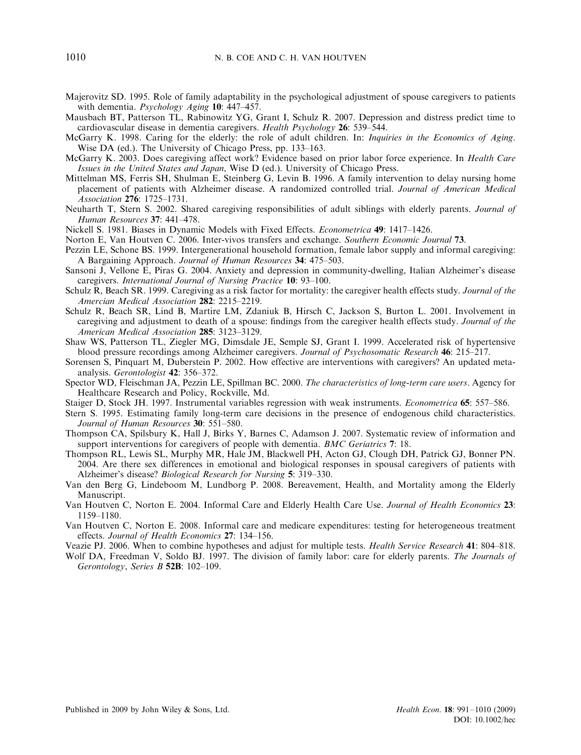Majerovitz SD. 1995. Role of family adaptability in the psychological adjustment of spouse caregivers to patients with dementia. *Psychology Aging* **10**: 447–457.

Mausbach BT, Patterson TL, Rabinowitz YG, Grant I, Schulz R. 2007. Depression and distress predict time to cardiovascular disease in dementia caregivers. *Health Psychology* **26**: 539–544.

McGarry K. 1998. Caring for the elderly: the role of adult children. In: *Inquiries in the Economics of Aging*. Wise DA (ed.). The University of Chicago Press, pp. 133–163.

McGarry K. 2003. Does caregiving affect work? Evidence based on prior labor force experience. In *Health Care Issues in the United States and Japan*, Wise D (ed.). University of Chicago Press.

Mittelman MS, Ferris SH, Shulman E, Steinberg G, Levin B. 1996. A family intervention to delay nursing home placement of patients with Alzheimer disease. A randomized controlled trial. *Journal of American Medical Association* **276**: 1725–1731.

Neuharth T, Stern S. 2002. Shared caregiving responsibilities of adult siblings with elderly parents. *Journal of Human Resources* **37**: 441–478.

Nickell S. 1981. Biases in Dynamic Models with Fixed Effects. *Econometrica* **49**: 1417–1426.

Norton E, Van Houtven C. 2006. Inter-vivos transfers and exchange. *Southern Economic Journal* **73**.

Pezzin LE, Schone BS. 1999. Intergenerational household formation, female labor supply and informal caregiving: A Bargaining Approach. *Journal of Human Resources* **34**: 475–503.

Sansoni J, Vellone E, Piras G. 2004. Anxiety and depression in community-dwelling, Italian Alzheimer's disease caregivers. *International Journal of Nursing Practice* **10**: 93–100.

Schulz R, Beach SR. 1999. Caregiving as a risk factor for mortality: the caregiver health effects study. *Journal of the Amercian Medical Association* **282**: 2215–2219.

Schulz R, Beach SR, Lind B, Martire LM, Zdaniuk B, Hirsch C, Jackson S, Burton L. 2001. Involvement in caregiving and adjustment to death of a spouse: findings from the caregiver health effects study. *Journal of the American Medical Association* **285**: 3123–3129.

Shaw WS, Patterson TL, Ziegler MG, Dimsdale JE, Semple SJ, Grant I. 1999. Accelerated risk of hypertensive blood pressure recordings among Alzheimer caregivers. *Journal of Psychosomatic Research* **46**: 215–217.

Sorensen S, Pinquart M, Duberstein P. 2002. How effective are interventions with caregivers? An updated meta-analysis. *Gerontologist* **42**: 356–372.

Spector WD, Fleischman JA, Pezzin LE, Spillman BC. 2000. *The characteristics of long-term care users*. Agency for Healthcare Research and Policy, Rockville, Md.

Staiger D, Stock JH. 1997. Instrumental variables regression with weak instruments. *Econometrica* **65**: 557–586.

Stern S. 1995. Estimating family long-term care decisions in the presence of endogenous child characteristics. *Journal of Human Resources* **30**: 551–580.

Thompson CA, Spilsbury K, Hall J, Birks Y, Barnes C, Adamson J. 2007. Systematic review of information and support interventions for caregivers of people with dementia. *BMC Geriatrics* **7**: 18.

Thompson RL, Lewis SL, Murphy MR, Hale JM, Blackwell PH, Acton GJ, Clough DH, Patrick GJ, Bonner PN. 2004. Are there sex differences in emotional and biological responses in spousal caregivers of patients with Alzheimer's disease? *Biological Research for Nursing* **5**: 319–330.

Van den Berg G, Lindeboom M, Lundborg P. 2008. Bereavement, Health, and Mortality among the Elderly Manuscript.

Van Houtven C, Norton E. 2004. Informal Care and Elderly Health Care Use. *Journal of Health Economics* **23**: 1159–1180.

Van Houtven C, Norton E. 2008. Informal care and medicare expenditures: testing for heterogeneous treatment effects. *Journal of Health Economics* **27**: 134–156.

Veazie PJ. 2006. When to combine hypotheses and adjust for multiple tests. *Health Service Research* **41**: 804–818.

Wolf DA, Freedman V, Soldo BJ. 1997. The division of family labor: care for elderly parents. *The Journals of Gerontology*, *Series B* **52B**: 102–109.